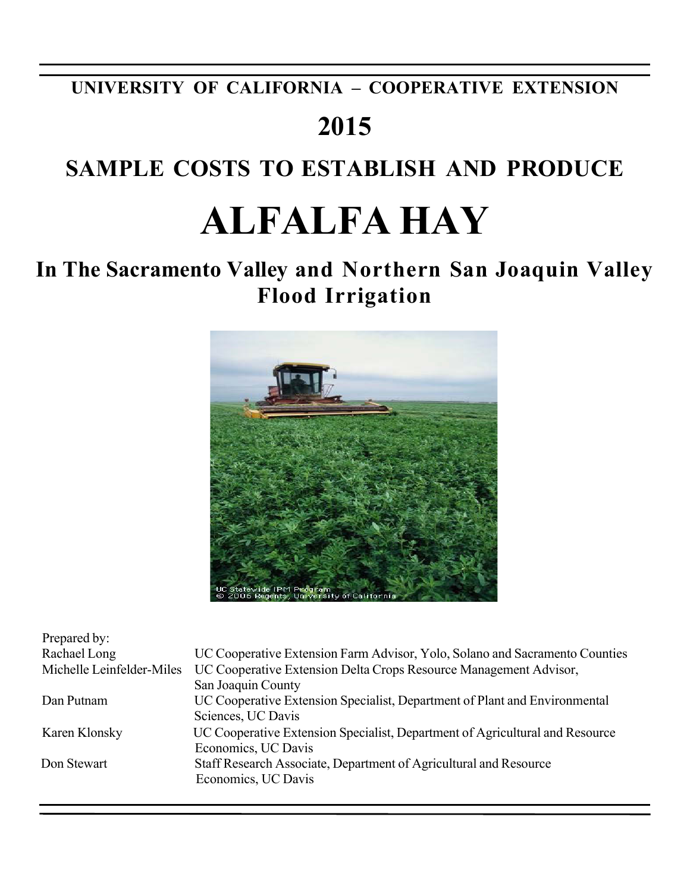# UNIVERSITY OF CALIFORNIA – COOPERATIVE EXTENSION

# 2015

## SAMPLE COSTS TO ESTABLISH AND PRODUCE

# ALFALFA HAY

## In The Sacramento Valley and Northern San Joaquin Valley
## Flood Irrigation

UC Statewide IPM Program
© 2006 Regents, University of California

Prepared by:

| | |
|---|---|
| Rachael Long | UC Cooperative Extension Farm Advisor, Yolo, Solano and Sacramento Counties |
| Michelle Leinfelder-Miles | UC Cooperative Extension Delta Crops Resource Management Advisor, San Joaquin County |
| Dan Putnam | UC Cooperative Extension Specialist, Department of Plant and Environmental Sciences, UC Davis |
| Karen Klonsky | UC Cooperative Extension Specialist, Department of Agricultural and Resource Economics, UC Davis |
| Don Stewart | Staff Research Associate, Department of Agricultural and Resource Economics, UC Davis |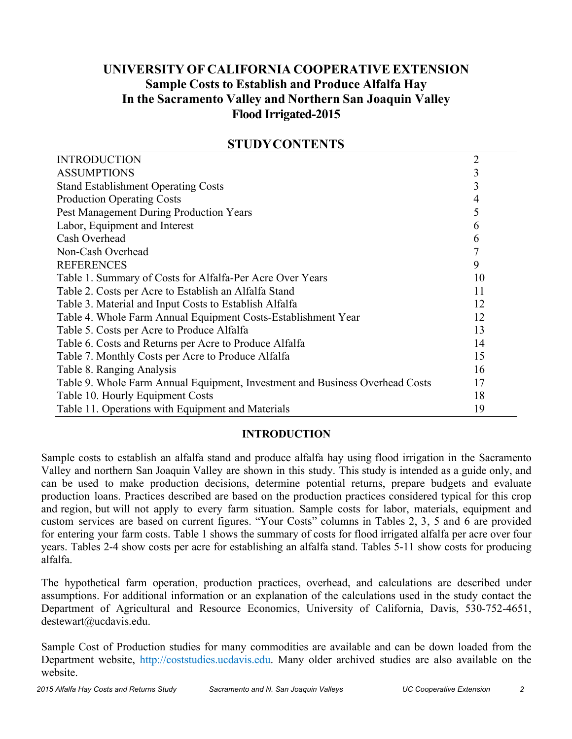# UNIVERSITY OF CALIFORNIA COOPERATIVE EXTENSION
# Sample Costs to Establish and Produce Alfalfa Hay
# In the Sacramento Valley and Northern San Joaquin Valley
# Flood Irrigated-2015

## STUDY CONTENTS

| | |
|---|---|
| INTRODUCTION | 2 |
| ASSUMPTIONS | 3 |
| Stand Establishment Operating Costs | 3 |
| Production Operating Costs | 4 |
| Pest Management During Production Years | 5 |
| Labor, Equipment and Interest | 6 |
| Cash Overhead | 6 |
| Non-Cash Overhead | 7 |
| REFERENCES | 9 |
| Table 1. Summary of Costs for Alfalfa-Per Acre Over Years | 10 |
| Table 2. Costs per Acre to Establish an Alfalfa Stand | 11 |
| Table 3. Material and Input Costs to Establish Alfalfa | 12 |
| Table 4. Whole Farm Annual Equipment Costs-Establishment Year | 12 |
| Table 5. Costs per Acre to Produce Alfalfa | 13 |
| Table 6. Costs and Returns per Acre to Produce Alfalfa | 14 |
| Table 7. Monthly Costs per Acre to Produce Alfalfa | 15 |
| Table 8. Ranging Analysis | 16 |
| Table 9. Whole Farm Annual Equipment, Investment and Business Overhead Costs | 17 |
| Table 10. Hourly Equipment Costs | 18 |
| Table 11. Operations with Equipment and Materials | 19 |

### INTRODUCTION

Sample costs to establish an alfalfa stand and produce alfalfa hay using flood irrigation in the Sacramento Valley and northern San Joaquin Valley are shown in this study. This study is intended as a guide only, and can be used to make production decisions, determine potential returns, prepare budgets and evaluate production loans. Practices described are based on the production practices considered typical for this crop and region, but will not apply to every farm situation. Sample costs for labor, materials, equipment and custom services are based on current figures. "Your Costs" columns in Tables 2, 3, 5 and 6 are provided for entering your farm costs. Table 1 shows the summary of costs for flood irrigated alfalfa per acre over four years. Tables 2-4 show costs per acre for establishing an alfalfa stand. Tables 5-11 show costs for producing alfalfa.

The hypothetical farm operation, production practices, overhead, and calculations are described under assumptions. For additional information or an explanation of the calculations used in the study contact the Department of Agricultural and Resource Economics, University of California, Davis, 530-752-4651, destewart@ucdavis.edu.

Sample Cost of Production studies for many commodities are available and can be down loaded from the Department website, http://coststudies.ucdavis.edu. Many older archived studies are also available on the website.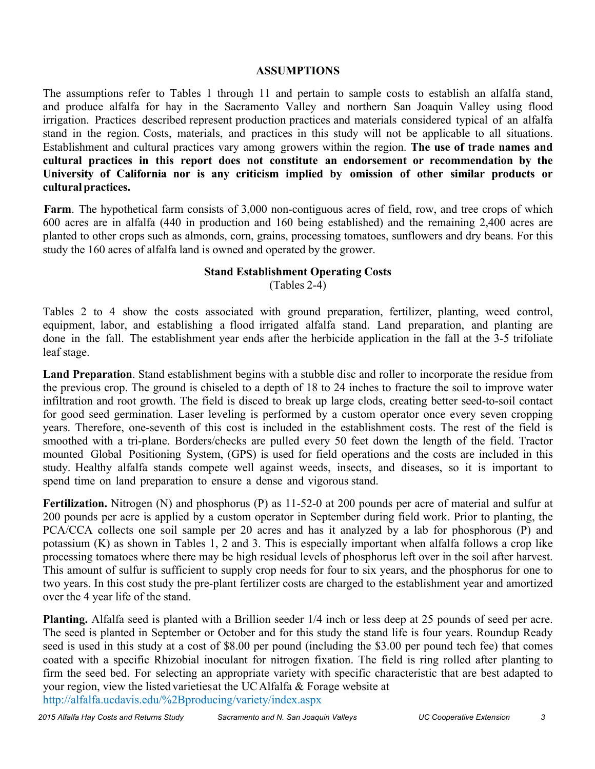## ASSUMPTIONS

The assumptions refer to Tables 1 through 11 and pertain to sample costs to establish an alfalfa stand, and produce alfalfa for hay in the Sacramento Valley and northern San Joaquin Valley using flood irrigation. Practices described represent production practices and materials considered typical of an alfalfa stand in the region. Costs, materials, and practices in this study will not be applicable to all situations. Establishment and cultural practices vary among growers within the region. **The use of trade names and cultural practices in this report does not constitute an endorsement or recommendation by the University of California nor is any criticism implied by omission of other similar products or cultural practices.**

**Farm**. The hypothetical farm consists of 3,000 non-contiguous acres of field, row, and tree crops of which 600 acres are in alfalfa (440 in production and 160 being established) and the remaining 2,400 acres are planted to other crops such as almonds, corn, grains, processing tomatoes, sunflowers and dry beans. For this study the 160 acres of alfalfa land is owned and operated by the grower.

### Stand Establishment Operating Costs
(Tables 2-4)

Tables 2 to 4 show the costs associated with ground preparation, fertilizer, planting, weed control, equipment, labor, and establishing a flood irrigated alfalfa stand. Land preparation, and planting are done in the fall. The establishment year ends after the herbicide application in the fall at the 3-5 trifoliate leaf stage.

**Land Preparation**. Stand establishment begins with a stubble disc and roller to incorporate the residue from the previous crop. The ground is chiseled to a depth of 18 to 24 inches to fracture the soil to improve water infiltration and root growth. The field is disced to break up large clods, creating better seed-to-soil contact for good seed germination. Laser leveling is performed by a custom operator once every seven cropping years. Therefore, one-seventh of this cost is included in the establishment costs. The rest of the field is smoothed with a tri-plane. Borders/checks are pulled every 50 feet down the length of the field. Tractor mounted Global Positioning System, (GPS) is used for field operations and the costs are included in this study. Healthy alfalfa stands compete well against weeds, insects, and diseases, so it is important to spend time on land preparation to ensure a dense and vigorous stand.

**Fertilization.** Nitrogen (N) and phosphorus (P) as 11-52-0 at 200 pounds per acre of material and sulfur at 200 pounds per acre is applied by a custom operator in September during field work. Prior to planting, the PCA/CCA collects one soil sample per 20 acres and has it analyzed by a lab for phosphorous (P) and potassium (K) as shown in Tables 1, 2 and 3. This is especially important when alfalfa follows a crop like processing tomatoes where there may be high residual levels of phosphorus left over in the soil after harvest. This amount of sulfur is sufficient to supply crop needs for four to six years, and the phosphorus for one to two years. In this cost study the pre-plant fertilizer costs are charged to the establishment year and amortized over the 4 year life of the stand.

**Planting.** Alfalfa seed is planted with a Brillion seeder 1/4 inch or less deep at 25 pounds of seed per acre. The seed is planted in September or October and for this study the stand life is four years. Roundup Ready seed is used in this study at a cost of $8.00 per pound (including the $3.00 per pound tech fee) that comes coated with a specific Rhizobial inoculant for nitrogen fixation. The field is ring rolled after planting to firm the seed bed. For selecting an appropriate variety with specific characteristic that are best adapted to your region, view the listed varieties at the UC Alfalfa & Forage website at
http://alfalfa.ucdavis.edu/%2Bproducing/variety/index.aspx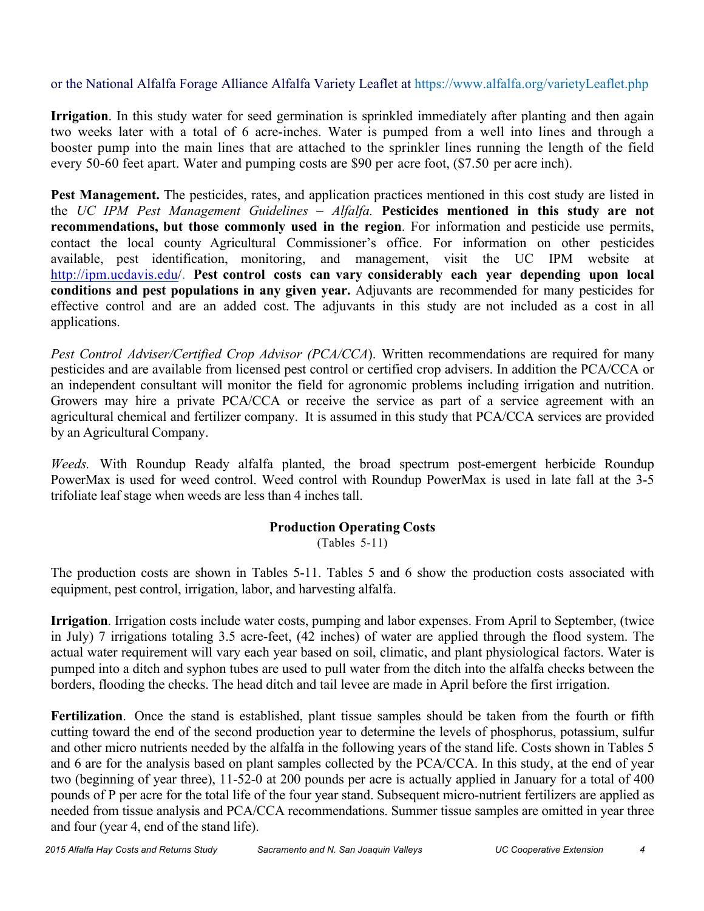or the National Alfalfa Forage Alliance Alfalfa Variety Leaflet at https://www.alfalfa.org/varietyLeaflet.php

**Irrigation**. In this study water for seed germination is sprinkled immediately after planting and then again two weeks later with a total of 6 acre-inches. Water is pumped from a well into lines and through a booster pump into the main lines that are attached to the sprinkler lines running the length of the field every 50-60 feet apart. Water and pumping costs are $90 per acre foot, ($7.50 per acre inch).

**Pest Management.** The pesticides, rates, and application practices mentioned in this cost study are listed in the *UC IPM Pest Management Guidelines – Alfalfa.* **Pesticides mentioned in this study are not recommendations, but those commonly used in the region**. For information and pesticide use permits, contact the local county Agricultural Commissioner's office. For information on other pesticides available, pest identification, monitoring, and management, visit the UC IPM website at http://ipm.ucdavis.edu/. **Pest control costs can vary considerably each year depending upon local conditions and pest populations in any given year.** Adjuvants are recommended for many pesticides for effective control and are an added cost. The adjuvants in this study are not included as a cost in all applications.

*Pest Control Adviser/Certified Crop Advisor (PCA/CCA*). Written recommendations are required for many pesticides and are available from licensed pest control or certified crop advisers. In addition the PCA/CCA or an independent consultant will monitor the field for agronomic problems including irrigation and nutrition. Growers may hire a private PCA/CCA or receive the service as part of a service agreement with an agricultural chemical and fertilizer company. It is assumed in this study that PCA/CCA services are provided by an Agricultural Company.

*Weeds.* With Roundup Ready alfalfa planted, the broad spectrum post-emergent herbicide Roundup PowerMax is used for weed control. Weed control with Roundup PowerMax is used in late fall at the 3-5 trifoliate leaf stage when weeds are less than 4 inches tall.

## Production Operating Costs

(Tables 5-11)

The production costs are shown in Tables 5-11. Tables 5 and 6 show the production costs associated with equipment, pest control, irrigation, labor, and harvesting alfalfa.

**Irrigation**. Irrigation costs include water costs, pumping and labor expenses. From April to September, (twice in July) 7 irrigations totaling 3.5 acre-feet, (42 inches) of water are applied through the flood system. The actual water requirement will vary each year based on soil, climatic, and plant physiological factors. Water is pumped into a ditch and syphon tubes are used to pull water from the ditch into the alfalfa checks between the borders, flooding the checks. The head ditch and tail levee are made in April before the first irrigation.

**Fertilization**. Once the stand is established, plant tissue samples should be taken from the fourth or fifth cutting toward the end of the second production year to determine the levels of phosphorus, potassium, sulfur and other micro nutrients needed by the alfalfa in the following years of the stand life. Costs shown in Tables 5 and 6 are for the analysis based on plant samples collected by the PCA/CCA. In this study, at the end of year two (beginning of year three), 11-52-0 at 200 pounds per acre is actually applied in January for a total of 400 pounds of P per acre for the total life of the four year stand. Subsequent micro-nutrient fertilizers are applied as needed from tissue analysis and PCA/CCA recommendations. Summer tissue samples are omitted in year three and four (year 4, end of the stand life).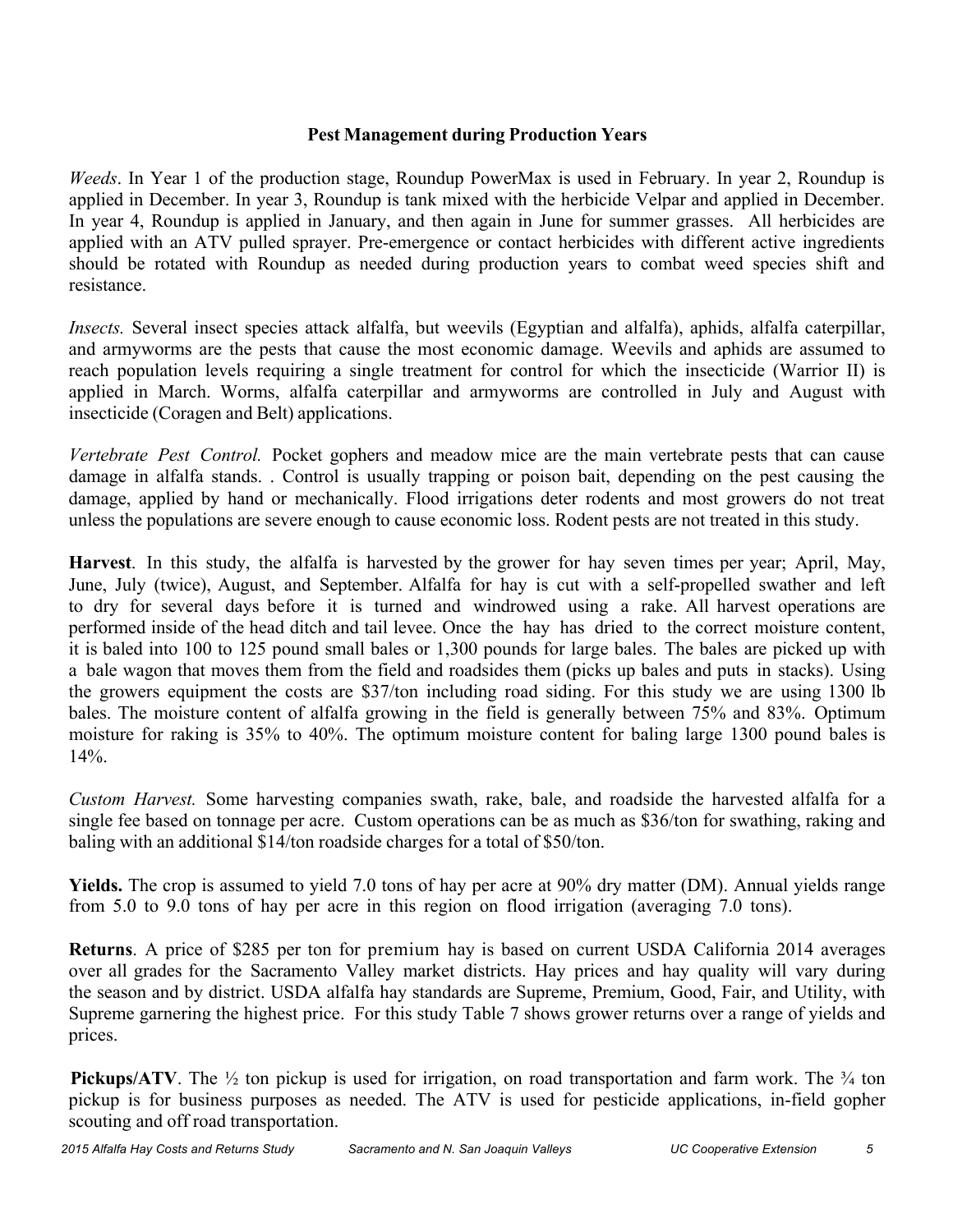## Pest Management during Production Years

*Weeds*. In Year 1 of the production stage, Roundup PowerMax is used in February. In year 2, Roundup is applied in December. In year 3, Roundup is tank mixed with the herbicide Velpar and applied in December. In year 4, Roundup is applied in January, and then again in June for summer grasses. All herbicides are applied with an ATV pulled sprayer. Pre-emergence or contact herbicides with different active ingredients should be rotated with Roundup as needed during production years to combat weed species shift and resistance.

*Insects.* Several insect species attack alfalfa, but weevils (Egyptian and alfalfa), aphids, alfalfa caterpillar, and armyworms are the pests that cause the most economic damage. Weevils and aphids are assumed to reach population levels requiring a single treatment for control for which the insecticide (Warrior II) is applied in March. Worms, alfalfa caterpillar and armyworms are controlled in July and August with insecticide (Coragen and Belt) applications.

*Vertebrate Pest Control.* Pocket gophers and meadow mice are the main vertebrate pests that can cause damage in alfalfa stands. . Control is usually trapping or poison bait, depending on the pest causing the damage, applied by hand or mechanically. Flood irrigations deter rodents and most growers do not treat unless the populations are severe enough to cause economic loss. Rodent pests are not treated in this study.

**Harvest**. In this study, the alfalfa is harvested by the grower for hay seven times per year; April, May, June, July (twice), August, and September. Alfalfa for hay is cut with a self-propelled swather and left to dry for several days before it is turned and windrowed using a rake. All harvest operations are performed inside of the head ditch and tail levee. Once the hay has dried to the correct moisture content, it is baled into 100 to 125 pound small bales or 1,300 pounds for large bales. The bales are picked up with a bale wagon that moves them from the field and roadsides them (picks up bales and puts in stacks). Using the growers equipment the costs are $37/ton including road siding. For this study we are using 1300 lb bales. The moisture content of alfalfa growing in the field is generally between 75% and 83%. Optimum moisture for raking is 35% to 40%. The optimum moisture content for baling large 1300 pound bales is 14%.

*Custom Harvest.* Some harvesting companies swath, rake, bale, and roadside the harvested alfalfa for a single fee based on tonnage per acre. Custom operations can be as much as $36/ton for swathing, raking and baling with an additional $14/ton roadside charges for a total of $50/ton.

**Yields.** The crop is assumed to yield 7.0 tons of hay per acre at 90% dry matter (DM). Annual yields range from 5.0 to 9.0 tons of hay per acre in this region on flood irrigation (averaging 7.0 tons).

**Returns**. A price of $285 per ton for premium hay is based on current USDA California 2014 averages over all grades for the Sacramento Valley market districts. Hay prices and hay quality will vary during the season and by district. USDA alfalfa hay standards are Supreme, Premium, Good, Fair, and Utility, with Supreme garnering the highest price. For this study Table 7 shows grower returns over a range of yields and prices.

**Pickups/ATV**. The ½ ton pickup is used for irrigation, on road transportation and farm work. The ¾ ton pickup is for business purposes as needed. The ATV is used for pesticide applications, in-field gopher scouting and off road transportation.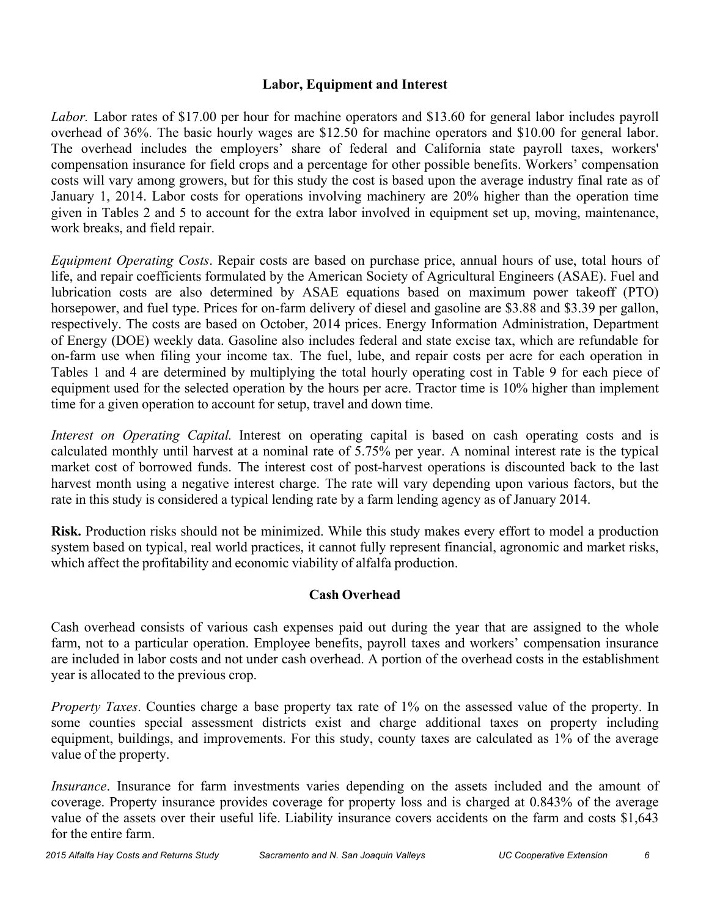## Labor, Equipment and Interest

*Labor.* Labor rates of $17.00 per hour for machine operators and $13.60 for general labor includes payroll overhead of 36%. The basic hourly wages are $12.50 for machine operators and $10.00 for general labor. The overhead includes the employers' share of federal and California state payroll taxes, workers' compensation insurance for field crops and a percentage for other possible benefits. Workers' compensation costs will vary among growers, but for this study the cost is based upon the average industry final rate as of January 1, 2014. Labor costs for operations involving machinery are 20% higher than the operation time given in Tables 2 and 5 to account for the extra labor involved in equipment set up, moving, maintenance, work breaks, and field repair.

*Equipment Operating Costs*. Repair costs are based on purchase price, annual hours of use, total hours of life, and repair coefficients formulated by the American Society of Agricultural Engineers (ASAE). Fuel and lubrication costs are also determined by ASAE equations based on maximum power takeoff (PTO) horsepower, and fuel type. Prices for on-farm delivery of diesel and gasoline are $3.88 and $3.39 per gallon, respectively. The costs are based on October, 2014 prices. Energy Information Administration, Department of Energy (DOE) weekly data. Gasoline also includes federal and state excise tax, which are refundable for on-farm use when filing your income tax. The fuel, lube, and repair costs per acre for each operation in Tables 1 and 4 are determined by multiplying the total hourly operating cost in Table 9 for each piece of equipment used for the selected operation by the hours per acre. Tractor time is 10% higher than implement time for a given operation to account for setup, travel and down time.

*Interest on Operating Capital.* Interest on operating capital is based on cash operating costs and is calculated monthly until harvest at a nominal rate of 5.75% per year. A nominal interest rate is the typical market cost of borrowed funds. The interest cost of post-harvest operations is discounted back to the last harvest month using a negative interest charge. The rate will vary depending upon various factors, but the rate in this study is considered a typical lending rate by a farm lending agency as of January 2014.

**Risk.** Production risks should not be minimized. While this study makes every effort to model a production system based on typical, real world practices, it cannot fully represent financial, agronomic and market risks, which affect the profitability and economic viability of alfalfa production.

## Cash Overhead

Cash overhead consists of various cash expenses paid out during the year that are assigned to the whole farm, not to a particular operation. Employee benefits, payroll taxes and workers' compensation insurance are included in labor costs and not under cash overhead. A portion of the overhead costs in the establishment year is allocated to the previous crop.

*Property Taxes*. Counties charge a base property tax rate of 1% on the assessed value of the property. In some counties special assessment districts exist and charge additional taxes on property including equipment, buildings, and improvements. For this study, county taxes are calculated as 1% of the average value of the property.

*Insurance*. Insurance for farm investments varies depending on the assets included and the amount of coverage. Property insurance provides coverage for property loss and is charged at 0.843% of the average value of the assets over their useful life. Liability insurance covers accidents on the farm and costs $1,643 for the entire farm.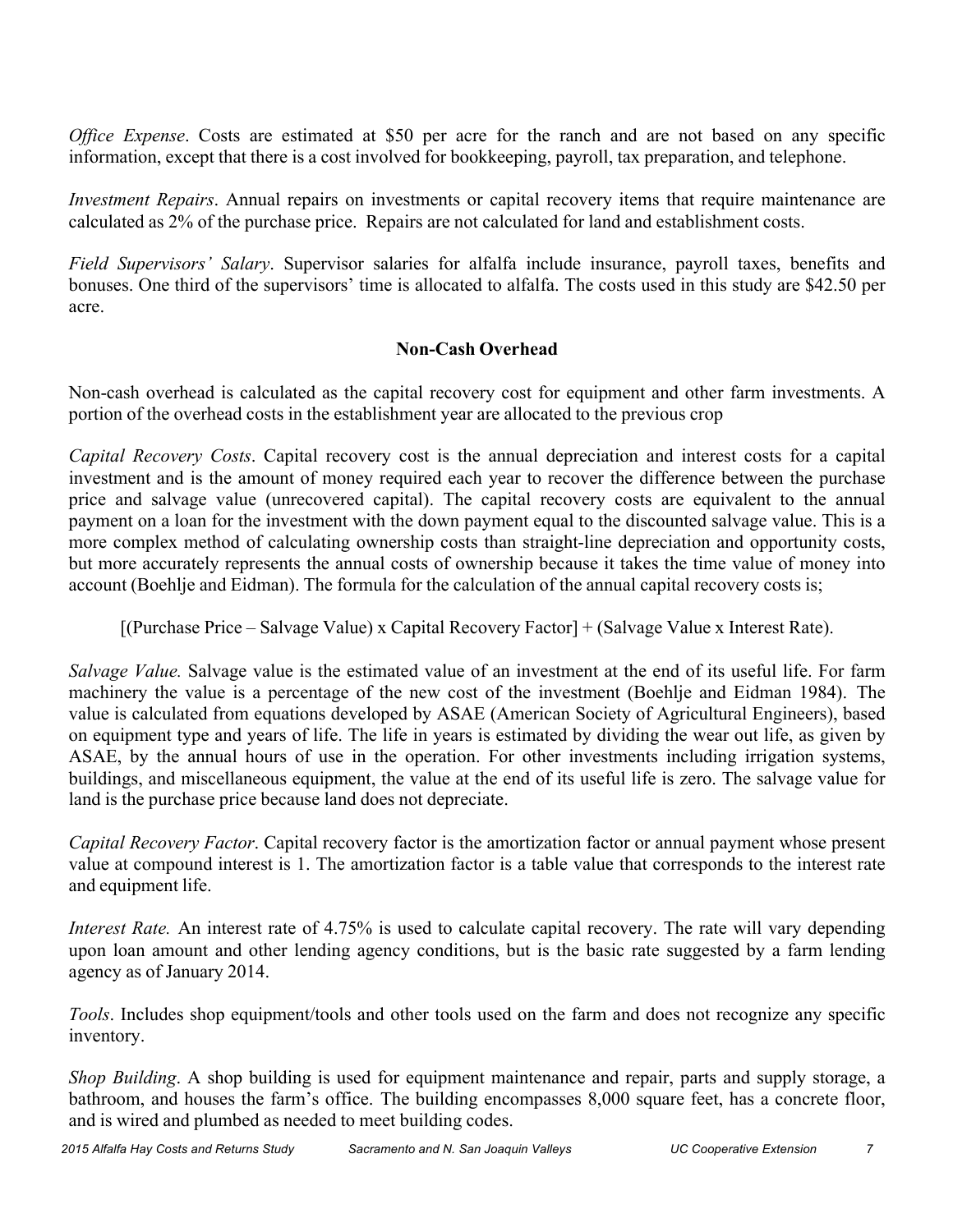*Office Expense*. Costs are estimated at $50 per acre for the ranch and are not based on any specific information, except that there is a cost involved for bookkeeping, payroll, tax preparation, and telephone.

*Investment Repairs*. Annual repairs on investments or capital recovery items that require maintenance are calculated as 2% of the purchase price. Repairs are not calculated for land and establishment costs.

*Field Supervisors' Salary*. Supervisor salaries for alfalfa include insurance, payroll taxes, benefits and bonuses. One third of the supervisors' time is allocated to alfalfa. The costs used in this study are $42.50 per acre.

## Non-Cash Overhead

Non-cash overhead is calculated as the capital recovery cost for equipment and other farm investments. A portion of the overhead costs in the establishment year are allocated to the previous crop

*Capital Recovery Costs*. Capital recovery cost is the annual depreciation and interest costs for a capital investment and is the amount of money required each year to recover the difference between the purchase price and salvage value (unrecovered capital). The capital recovery costs are equivalent to the annual payment on a loan for the investment with the down payment equal to the discounted salvage value. This is a more complex method of calculating ownership costs than straight-line depreciation and opportunity costs, but more accurately represents the annual costs of ownership because it takes the time value of money into account (Boehlje and Eidman). The formula for the calculation of the annual capital recovery costs is;

[(Purchase Price – Salvage Value) x Capital Recovery Factor] + (Salvage Value x Interest Rate).

*Salvage Value.* Salvage value is the estimated value of an investment at the end of its useful life. For farm machinery the value is a percentage of the new cost of the investment (Boehlje and Eidman 1984). The value is calculated from equations developed by ASAE (American Society of Agricultural Engineers), based on equipment type and years of life. The life in years is estimated by dividing the wear out life, as given by ASAE, by the annual hours of use in the operation. For other investments including irrigation systems, buildings, and miscellaneous equipment, the value at the end of its useful life is zero. The salvage value for land is the purchase price because land does not depreciate.

*Capital Recovery Factor*. Capital recovery factor is the amortization factor or annual payment whose present value at compound interest is 1. The amortization factor is a table value that corresponds to the interest rate and equipment life.

*Interest Rate.* An interest rate of 4.75% is used to calculate capital recovery. The rate will vary depending upon loan amount and other lending agency conditions, but is the basic rate suggested by a farm lending agency as of January 2014.

*Tools*. Includes shop equipment/tools and other tools used on the farm and does not recognize any specific inventory.

*Shop Building*. A shop building is used for equipment maintenance and repair, parts and supply storage, a bathroom, and houses the farm's office. The building encompasses 8,000 square feet, has a concrete floor, and is wired and plumbed as needed to meet building codes.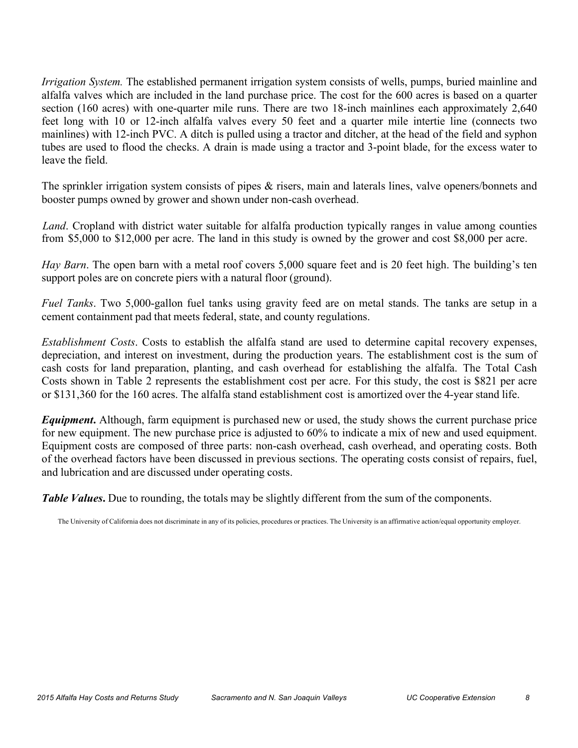*Irrigation System.* The established permanent irrigation system consists of wells, pumps, buried mainline and alfalfa valves which are included in the land purchase price. The cost for the 600 acres is based on a quarter section (160 acres) with one-quarter mile runs. There are two 18-inch mainlines each approximately 2,640 feet long with 10 or 12-inch alfalfa valves every 50 feet and a quarter mile intertie line (connects two mainlines) with 12-inch PVC. A ditch is pulled using a tractor and ditcher, at the head of the field and syphon tubes are used to flood the checks. A drain is made using a tractor and 3-point blade, for the excess water to leave the field.

The sprinkler irrigation system consists of pipes & risers, main and laterals lines, valve openers/bonnets and booster pumps owned by grower and shown under non-cash overhead.

*Land*. Cropland with district water suitable for alfalfa production typically ranges in value among counties from $5,000 to $12,000 per acre. The land in this study is owned by the grower and cost $8,000 per acre.

*Hay Barn*. The open barn with a metal roof covers 5,000 square feet and is 20 feet high. The building's ten support poles are on concrete piers with a natural floor (ground).

*Fuel Tanks*. Two 5,000-gallon fuel tanks using gravity feed are on metal stands. The tanks are setup in a cement containment pad that meets federal, state, and county regulations.

*Establishment Costs*. Costs to establish the alfalfa stand are used to determine capital recovery expenses, depreciation, and interest on investment, during the production years. The establishment cost is the sum of cash costs for land preparation, planting, and cash overhead for establishing the alfalfa. The Total Cash Costs shown in Table 2 represents the establishment cost per acre. For this study, the cost is $821 per acre or $131,360 for the 160 acres. The alfalfa stand establishment cost is amortized over the 4-year stand life.

***Equipment*.** Although, farm equipment is purchased new or used, the study shows the current purchase price for new equipment. The new purchase price is adjusted to 60% to indicate a mix of new and used equipment. Equipment costs are composed of three parts: non-cash overhead, cash overhead, and operating costs. Both of the overhead factors have been discussed in previous sections. The operating costs consist of repairs, fuel, and lubrication and are discussed under operating costs.

***Table Values*.** Due to rounding, the totals may be slightly different from the sum of the components.

The University of California does not discriminate in any of its policies, procedures or practices. The University is an affirmative action/equal opportunity employer.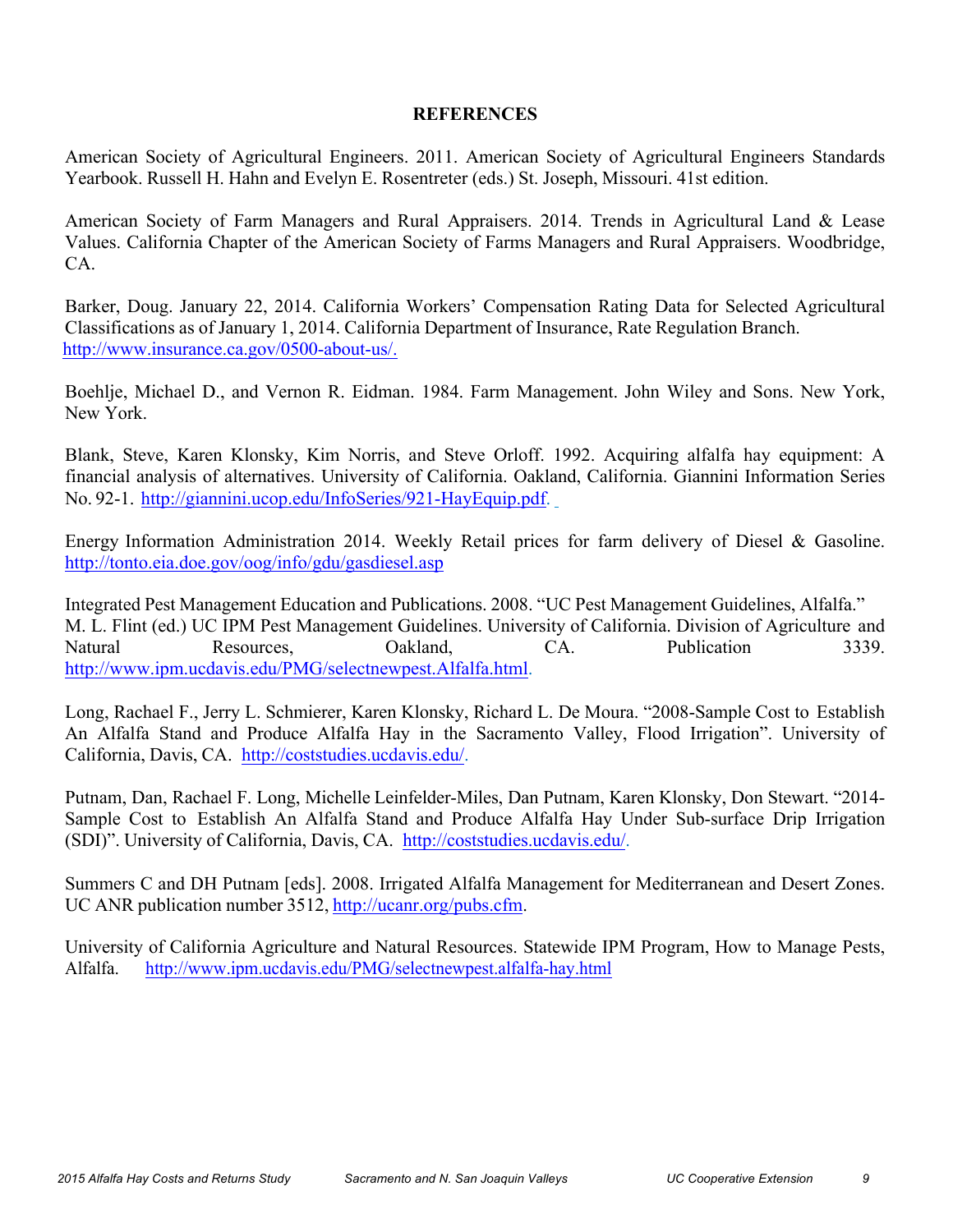# REFERENCES

American Society of Agricultural Engineers. 2011. American Society of Agricultural Engineers Standards Yearbook. Russell H. Hahn and Evelyn E. Rosentreter (eds.) St. Joseph, Missouri. 41st edition.

American Society of Farm Managers and Rural Appraisers. 2014. Trends in Agricultural Land & Lease Values. California Chapter of the American Society of Farms Managers and Rural Appraisers. Woodbridge, CA.

Barker, Doug. January 22, 2014. California Workers' Compensation Rating Data for Selected Agricultural Classifications as of January 1, 2014. California Department of Insurance, Rate Regulation Branch. http://www.insurance.ca.gov/0500-about-us/.

Boehlje, Michael D., and Vernon R. Eidman. 1984. Farm Management. John Wiley and Sons. New York, New York.

Blank, Steve, Karen Klonsky, Kim Norris, and Steve Orloff. 1992. Acquiring alfalfa hay equipment: A financial analysis of alternatives. University of California. Oakland, California. Giannini Information Series No. 92-1. http://giannini.ucop.edu/InfoSeries/921-HayEquip.pdf.

Energy Information Administration 2014. Weekly Retail prices for farm delivery of Diesel & Gasoline. http://tonto.eia.doe.gov/oog/info/gdu/gasdiesel.asp

Integrated Pest Management Education and Publications. 2008. "UC Pest Management Guidelines, Alfalfa." M. L. Flint (ed.) UC IPM Pest Management Guidelines. University of California. Division of Agriculture and Natural Resources, Oakland, CA. Publication 3339. http://www.ipm.ucdavis.edu/PMG/selectnewpest.Alfalfa.html.

Long, Rachael F., Jerry L. Schmierer, Karen Klonsky, Richard L. De Moura. "2008-Sample Cost to Establish An Alfalfa Stand and Produce Alfalfa Hay in the Sacramento Valley, Flood Irrigation". University of California, Davis, CA. http://coststudies.ucdavis.edu/.

Putnam, Dan, Rachael F. Long, Michelle Leinfelder-Miles, Dan Putnam, Karen Klonsky, Don Stewart. "2014-Sample Cost to Establish An Alfalfa Stand and Produce Alfalfa Hay Under Sub-surface Drip Irrigation (SDI)". University of California, Davis, CA. http://coststudies.ucdavis.edu/.

Summers C and DH Putnam [eds]. 2008. Irrigated Alfalfa Management for Mediterranean and Desert Zones. UC ANR publication number 3512, http://ucanr.org/pubs.cfm.

University of California Agriculture and Natural Resources. Statewide IPM Program, How to Manage Pests, Alfalfa. http://www.ipm.ucdavis.edu/PMG/selectnewpest.alfalfa-hay.html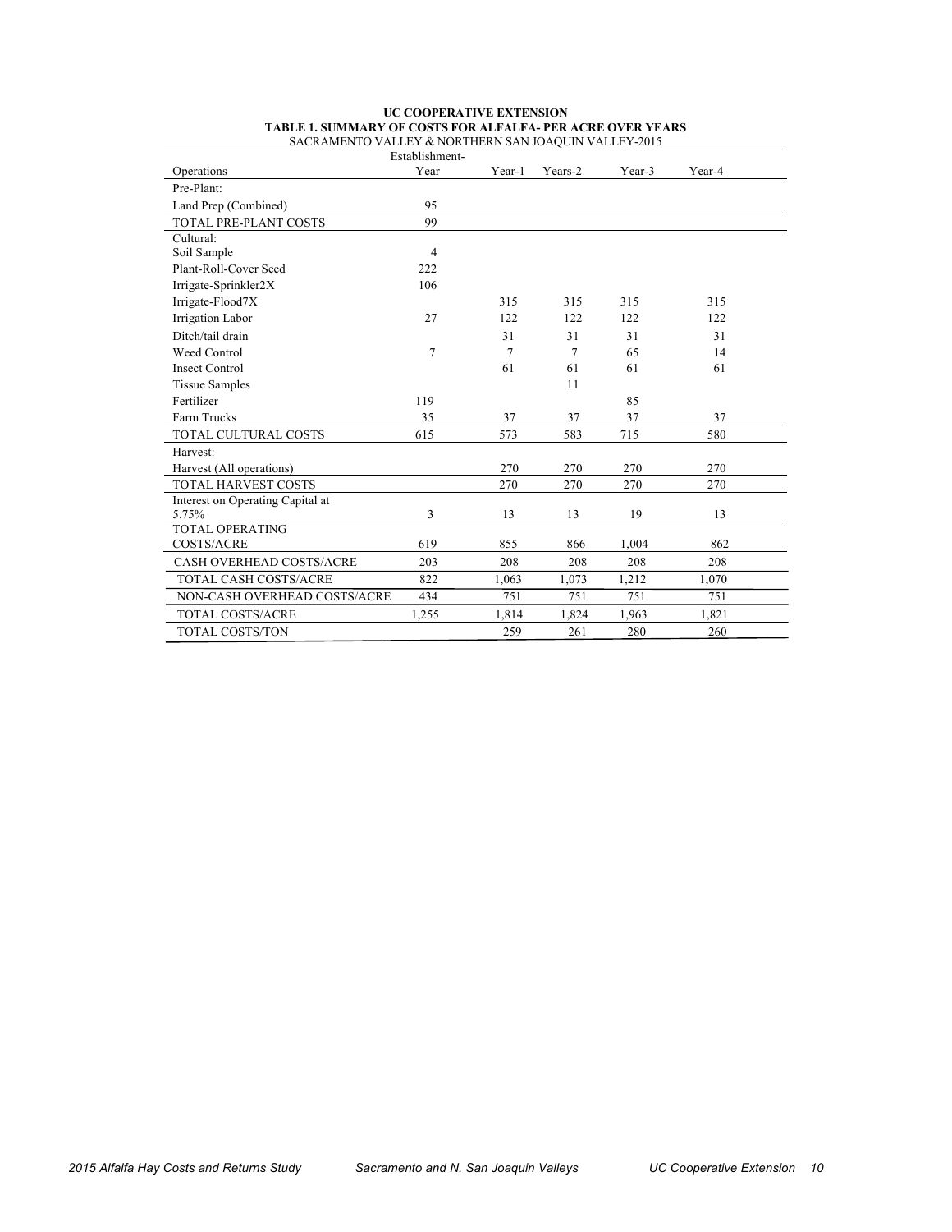**UC COOPERATIVE EXTENSION**
**TABLE 1. SUMMARY OF COSTS FOR ALFALFA- PER ACRE OVER YEARS**
SACRAMENTO VALLEY & NORTHERN SAN JOAQUIN VALLEY-2015

| Operations | Establishment-Year | Year-1 | Years-2 | Year-3 | Year-4 |
|---|---|---|---|---|---|
| Pre-Plant: | | | | | |
| Land Prep (Combined) | 95 | | | | |
| TOTAL PRE-PLANT COSTS | 99 | | | | |
| Cultural: | | | | | |
| Soil Sample | 4 | | | | |
| Plant-Roll-Cover Seed | 222 | | | | |
| Irrigate-Sprinkler2X | 106 | | | | |
| Irrigate-Flood7X | | 315 | 315 | 315 | 315 |
| Irrigation Labor | 27 | 122 | 122 | 122 | 122 |
| Ditch/tail drain | | 31 | 31 | 31 | 31 |
| Weed Control | 7 | 7 | 7 | 65 | 14 |
| Insect Control | | 61 | 61 | 61 | 61 |
| Tissue Samples | | | 11 | | |
| Fertilizer | 119 | | | 85 | |
| Farm Trucks | 35 | 37 | 37 | 37 | 37 |
| TOTAL CULTURAL COSTS | 615 | 573 | 583 | 715 | 580 |
| Harvest: | | | | | |
| Harvest (All operations) | | 270 | 270 | 270 | 270 |
| TOTAL HARVEST COSTS | | 270 | 270 | 270 | 270 |
| Interest on Operating Capital at 5.75% | 3 | 13 | 13 | 19 | 13 |
| TOTAL OPERATING COSTS/ACRE | 619 | 855 | 866 | 1,004 | 862 |
| CASH OVERHEAD COSTS/ACRE | 203 | 208 | 208 | 208 | 208 |
| TOTAL CASH COSTS/ACRE | 822 | 1,063 | 1,073 | 1,212 | 1,070 |
| NON-CASH OVERHEAD COSTS/ACRE | 434 | 751 | 751 | 751 | 751 |
| TOTAL COSTS/ACRE | 1,255 | 1,814 | 1,824 | 1,963 | 1,821 |
| TOTAL COSTS/TON | | 259 | 261 | 280 | 260 |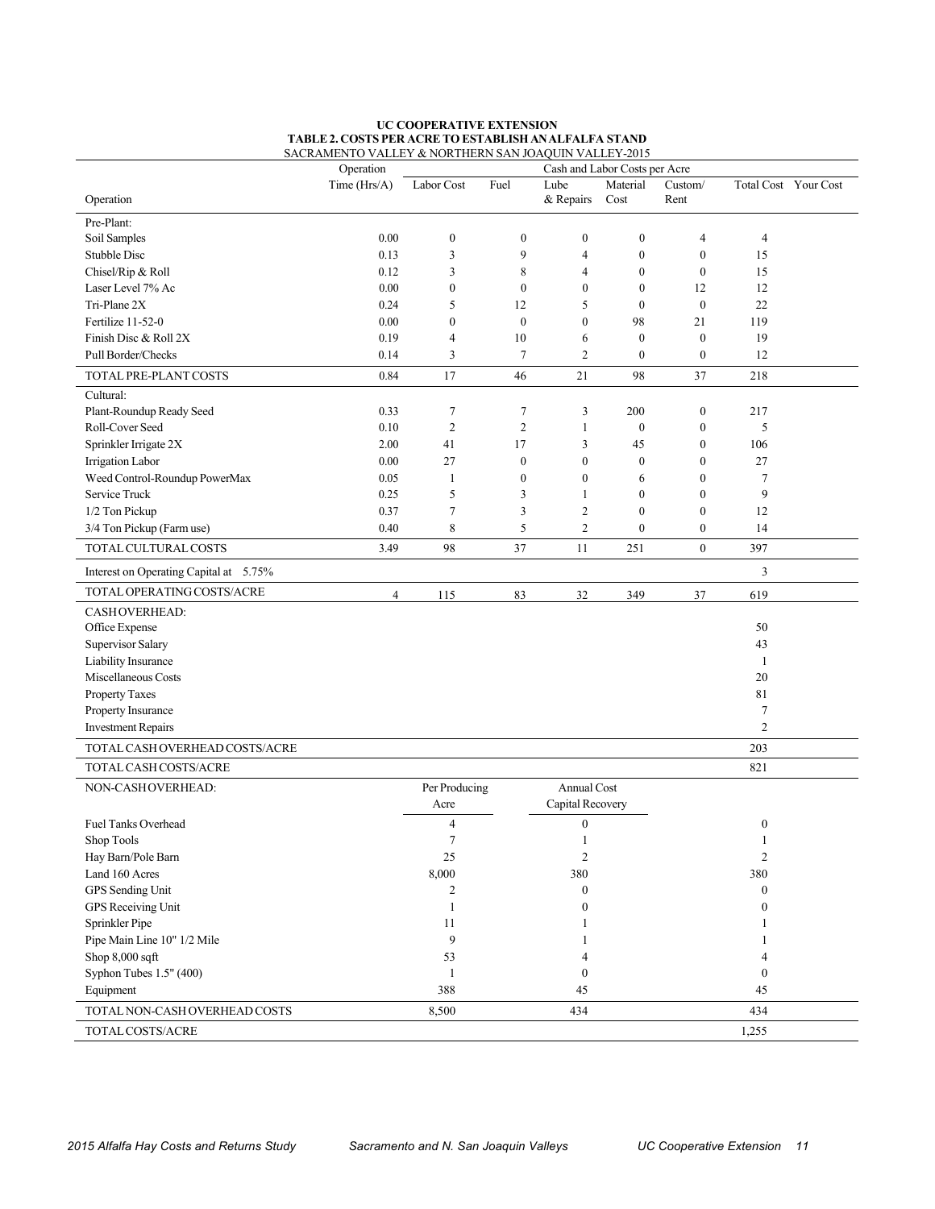**UC COOPERATIVE EXTENSION**
**TABLE 2. COSTS PER ACRE TO ESTABLISH AN ALFALFA STAND**
SACRAMENTO VALLEY & NORTHERN SAN JOAQUIN VALLEY-2015

| Operation | Operation Time (Hrs/A) | Labor Cost | Fuel | Lube & Repairs | Material Cost | Custom/ Rent | Total Cost | Your Cost |
|---|---|---|---|---|---|---|---|---|
| | | Cash and Labor Costs per Acre | | | | | | |
| Pre-Plant: | | | | | | | | |
| Soil Samples | 0.00 | 0 | 0 | 0 | 0 | 4 | 4 | |
| Stubble Disc | 0.13 | 3 | 9 | 4 | 0 | 0 | 15 | |
| Chisel/Rip & Roll | 0.12 | 3 | 8 | 4 | 0 | 0 | 15 | |
| Laser Level 7% Ac | 0.00 | 0 | 0 | 0 | 0 | 12 | 12 | |
| Tri-Plane 2X | 0.24 | 5 | 12 | 5 | 0 | 0 | 22 | |
| Fertilize 11-52-0 | 0.00 | 0 | 0 | 0 | 98 | 21 | 119 | |
| Finish Disc & Roll 2X | 0.19 | 4 | 10 | 6 | 0 | 0 | 19 | |
| Pull Border/Checks | 0.14 | 3 | 7 | 2 | 0 | 0 | 12 | |
| TOTAL PRE-PLANT COSTS | 0.84 | 17 | 46 | 21 | 98 | 37 | 218 | |
| Cultural: | | | | | | | | |
| Plant-Roundup Ready Seed | 0.33 | 7 | 7 | 3 | 200 | 0 | 217 | |
| Roll-Cover Seed | 0.10 | 2 | 2 | 1 | 0 | 0 | 5 | |
| Sprinkler Irrigate 2X | 2.00 | 41 | 17 | 3 | 45 | 0 | 106 | |
| Irrigation Labor | 0.00 | 27 | 0 | 0 | 0 | 0 | 27 | |
| Weed Control-Roundup PowerMax | 0.05 | 1 | 0 | 0 | 6 | 0 | 7 | |
| Service Truck | 0.25 | 5 | 3 | 1 | 0 | 0 | 9 | |
| 1/2 Ton Pickup | 0.37 | 7 | 3 | 2 | 0 | 0 | 12 | |
| 3/4 Ton Pickup (Farm use) | 0.40 | 8 | 5 | 2 | 0 | 0 | 14 | |
| TOTAL CULTURAL COSTS | 3.49 | 98 | 37 | 11 | 251 | 0 | 397 | |
| Interest on Operating Capital at 5.75% | | | | | | | 3 | |
| TOTAL OPERATING COSTS/ACRE | 4 | 115 | 83 | 32 | 349 | 37 | 619 | |
| CASH OVERHEAD: | | | | | | | | |
| Office Expense | | | | | | | 50 | |
| Supervisor Salary | | | | | | | 43 | |
| Liability Insurance | | | | | | | 1 | |
| Miscellaneous Costs | | | | | | | 20 | |
| Property Taxes | | | | | | | 81 | |
| Property Insurance | | | | | | | 7 | |
| Investment Repairs | | | | | | | 2 | |
| TOTAL CASH OVERHEAD COSTS/ACRE | | | | | | | 203 | |
| TOTAL CASH COSTS/ACRE | | | | | | | 821 | |

| NON-CASH OVERHEAD: | Per Producing Acre | Annual Cost Capital Recovery | Total Cost | Your Cost |
|---|---|---|---|---|
| Fuel Tanks Overhead | 4 | 0 | 0 | |
| Shop Tools | 7 | 1 | 1 | |
| Hay Barn/Pole Barn | 25 | 2 | 2 | |
| Land 160 Acres | 8,000 | 380 | 380 | |
| GPS Sending Unit | 2 | 0 | 0 | |
| GPS Receiving Unit | 1 | 0 | 0 | |
| Sprinkler Pipe | 11 | 1 | 1 | |
| Pipe Main Line 10" 1/2 Mile | 9 | 1 | 1 | |
| Shop 8,000 sqft | 53 | 4 | 4 | |
| Syphon Tubes 1.5" (400) | 1 | 0 | 0 | |
| Equipment | 388 | 45 | 45 | |
| TOTAL NON-CASH OVERHEAD COSTS | 8,500 | 434 | 434 | |
| TOTAL COSTS/ACRE | | | 1,255 | |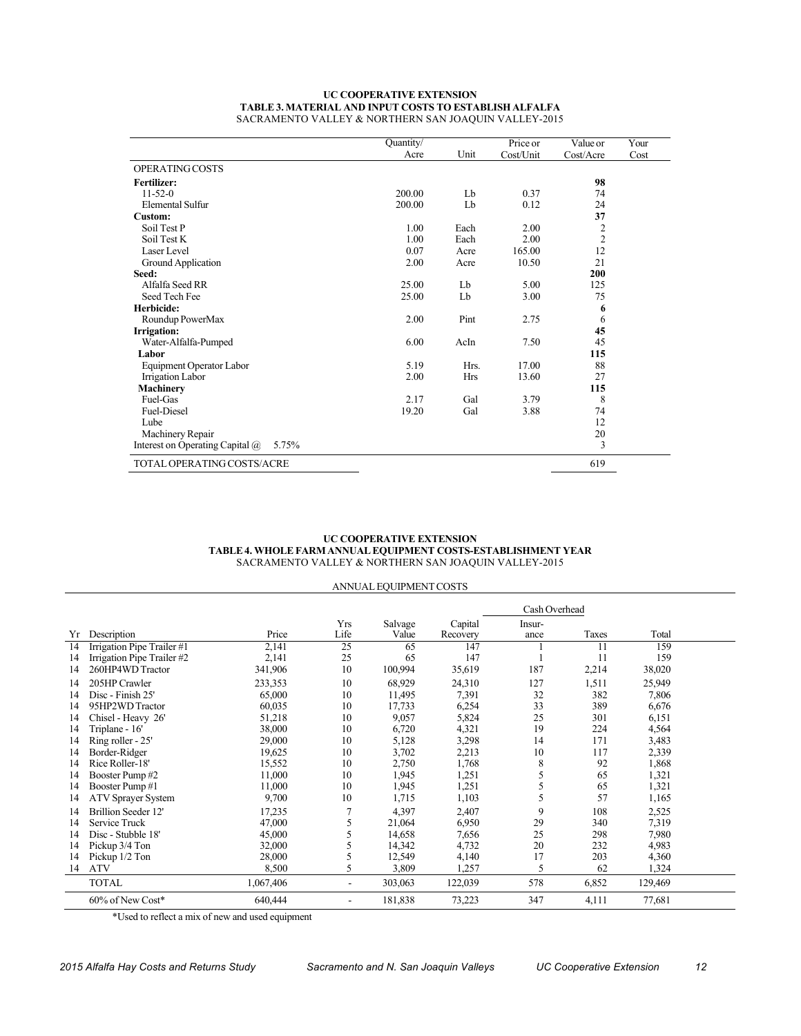**UC COOPERATIVE EXTENSION**
**TABLE 3. MATERIAL AND INPUT COSTS TO ESTABLISH ALFALFA**
SACRAMENTO VALLEY & NORTHERN SAN JOAQUIN VALLEY-2015

| | Quantity/ Acre | Unit | Price or Cost/Unit | Value or Cost/Acre | Your Cost |
|---|---|---|---|---|---|
| OPERATING COSTS | | | | | |
| **Fertilizer:** | | | | **98** | |
| 11-52-0 | 200.00 | Lb | 0.37 | 74 | |
| Elemental Sulfur | 200.00 | Lb | 0.12 | 24 | |
| **Custom:** | | | | **37** | |
| Soil Test P | 1.00 | Each | 2.00 | 2 | |
| Soil Test K | 1.00 | Each | 2.00 | 2 | |
| Laser Level | 0.07 | Acre | 165.00 | 12 | |
| Ground Application | 2.00 | Acre | 10.50 | 21 | |
| **Seed:** | | | | **200** | |
| Alfalfa Seed RR | 25.00 | Lb | 5.00 | 125 | |
| Seed Tech Fee | 25.00 | Lb | 3.00 | 75 | |
| **Herbicide:** | | | | **6** | |
| Roundup PowerMax | 2.00 | Pint | 2.75 | 6 | |
| **Irrigation:** | | | | **45** | |
| Water-Alfalfa-Pumped | 6.00 | AcIn | 7.50 | 45 | |
| **Labor** | | | | **115** | |
| Equipment Operator Labor | 5.19 | Hrs. | 17.00 | 88 | |
| Irrigation Labor | 2.00 | Hrs | 13.60 | 27 | |
| **Machinery** | | | | **115** | |
| Fuel-Gas | 2.17 | Gal | 3.79 | 8 | |
| Fuel-Diesel | 19.20 | Gal | 3.88 | 74 | |
| Lube | | | | 12 | |
| Machinery Repair | | | | 20 | |
| Interest on Operating Capital @ 5.75% | | | | 3 | |
| TOTAL OPERATING COSTS/ACRE | | | | 619 | |

**UC COOPERATIVE EXTENSION**
**TABLE 4. WHOLE FARM ANNUAL EQUIPMENT COSTS-ESTABLISHMENT YEAR**
SACRAMENTO VALLEY & NORTHERN SAN JOAQUIN VALLEY-2015

ANNUAL EQUIPMENT COSTS

| | | | | | | Cash Overhead | | |
|---|---|---|---|---|---|---|---|---|
| Yr | Description | Price | Yrs Life | Salvage Value | Capital Recovery | Insur-ance | Taxes | Total |
| 14 | Irrigation Pipe Trailer #1 | 2,141 | 25 | 65 | 147 | 1 | 11 | 159 |
| 14 | Irrigation Pipe Trailer #2 | 2,141 | 25 | 65 | 147 | 1 | 11 | 159 |
| 14 | 260HP4WD Tractor | 341,906 | 10 | 100,994 | 35,619 | 187 | 2,214 | 38,020 |
| 14 | 205HP Crawler | 233,353 | 10 | 68,929 | 24,310 | 127 | 1,511 | 25,949 |
| 14 | Disc - Finish 25' | 65,000 | 10 | 11,495 | 7,391 | 32 | 382 | 7,806 |
| 14 | 95HP2WD Tractor | 60,035 | 10 | 17,733 | 6,254 | 33 | 389 | 6,676 |
| 14 | Chisel - Heavy 26' | 51,218 | 10 | 9,057 | 5,824 | 25 | 301 | 6,151 |
| 14 | Triplane - 16' | 38,000 | 10 | 6,720 | 4,321 | 19 | 224 | 4,564 |
| 14 | Ring roller - 25' | 29,000 | 10 | 5,128 | 3,298 | 14 | 171 | 3,483 |
| 14 | Border-Ridger | 19,625 | 10 | 3,702 | 2,213 | 10 | 117 | 2,339 |
| 14 | Rice Roller-18' | 15,552 | 10 | 2,750 | 1,768 | 8 | 92 | 1,868 |
| 14 | Booster Pump #2 | 11,000 | 10 | 1,945 | 1,251 | 5 | 65 | 1,321 |
| 14 | Booster Pump #1 | 11,000 | 10 | 1,945 | 1,251 | 5 | 65 | 1,321 |
| 14 | ATV Sprayer System | 9,700 | 10 | 1,715 | 1,103 | 5 | 57 | 1,165 |
| 14 | Brillion Seeder 12' | 17,235 | 7 | 4,397 | 2,407 | 9 | 108 | 2,525 |
| 14 | Service Truck | 47,000 | 5 | 21,064 | 6,950 | 29 | 340 | 7,319 |
| 14 | Disc - Stubble 18' | 45,000 | 5 | 14,658 | 7,656 | 25 | 298 | 7,980 |
| 14 | Pickup 3/4 Ton | 32,000 | 5 | 14,342 | 4,732 | 20 | 232 | 4,983 |
| 14 | Pickup 1/2 Ton | 28,000 | 5 | 12,549 | 4,140 | 17 | 203 | 4,360 |
| 14 | ATV | 8,500 | 5 | 3,809 | 1,257 | 5 | 62 | 1,324 |
| | TOTAL | 1,067,406 | - | 303,063 | 122,039 | 578 | 6,852 | 129,469 |
| | 60% of New Cost* | 640,444 | - | 181,838 | 73,223 | 347 | 4,111 | 77,681 |

*Used to reflect a mix of new and used equipment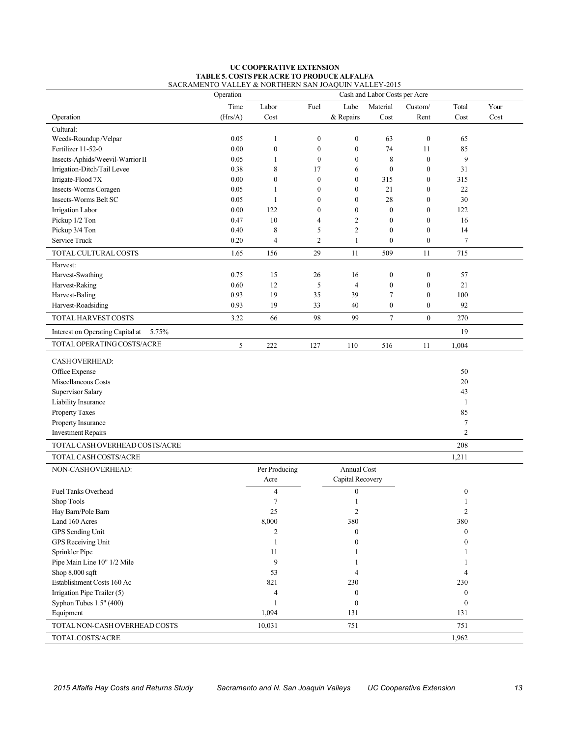**UC COOPERATIVE EXTENSION**
**TABLE 5. COSTS PER ACRE TO PRODUCE ALFALFA**
SACRAMENTO VALLEY & NORTHERN SAN JOAQUIN VALLEY-2015

| Operation | Operation Time (Hrs/A) | Labor Cost | Fuel | Lube & Repairs | Material Cost | Custom/ Rent | Total Cost | Your Cost |
|---|---|---|---|---|---|---|---|---|
| Cultural: | | | | | | | | |
| Weeds-Roundup/Velpar | 0.05 | 1 | 0 | 0 | 63 | 0 | 65 | |
| Fertilizer 11-52-0 | 0.00 | 0 | 0 | 0 | 74 | 11 | 85 | |
| Insects-Aphids/Weevil-Warrior II | 0.05 | 1 | 0 | 0 | 8 | 0 | 9 | |
| Irrigation-Ditch/Tail Levee | 0.38 | 8 | 17 | 6 | 0 | 0 | 31 | |
| Irrigate-Flood 7X | 0.00 | 0 | 0 | 0 | 315 | 0 | 315 | |
| Insects-Worms Coragen | 0.05 | 1 | 0 | 0 | 21 | 0 | 22 | |
| Insects-Worms Belt SC | 0.05 | 1 | 0 | 0 | 28 | 0 | 30 | |
| Irrigation Labor | 0.00 | 122 | 0 | 0 | 0 | 0 | 122 | |
| Pickup 1/2 Ton | 0.47 | 10 | 4 | 2 | 0 | 0 | 16 | |
| Pickup 3/4 Ton | 0.40 | 8 | 5 | 2 | 0 | 0 | 14 | |
| Service Truck | 0.20 | 4 | 2 | 1 | 0 | 0 | 7 | |
| TOTAL CULTURAL COSTS | 1.65 | 156 | 29 | 11 | 509 | 11 | 715 | |
| Harvest: | | | | | | | | |
| Harvest-Swathing | 0.75 | 15 | 26 | 16 | 0 | 0 | 57 | |
| Harvest-Raking | 0.60 | 12 | 5 | 4 | 0 | 0 | 21 | |
| Harvest-Baling | 0.93 | 19 | 35 | 39 | 7 | 0 | 100 | |
| Harvest-Roadsiding | 0.93 | 19 | 33 | 40 | 0 | 0 | 92 | |
| TOTAL HARVEST COSTS | 3.22 | 66 | 98 | 99 | 7 | 0 | 270 | |
| Interest on Operating Capital at 5.75% | | | | | | | 19 | |
| TOTAL OPERATING COSTS/ACRE | 5 | 222 | 127 | 110 | 516 | 11 | 1,004 | |
| CASH OVERHEAD: | | | | | | | | |
| Office Expense | | | | | | | 50 | |
| Miscellaneous Costs | | | | | | | 20 | |
| Supervisor Salary | | | | | | | 43 | |
| Liability Insurance | | | | | | | 1 | |
| Property Taxes | | | | | | | 85 | |
| Property Insurance | | | | | | | 7 | |
| Investment Repairs | | | | | | | 2 | |
| TOTAL CASH OVERHEAD COSTS/ACRE | | | | | | | 208 | |
| TOTAL CASH COSTS/ACRE | | | | | | | 1,211 | |

| NON-CASH OVERHEAD: | Per Producing Acre | Annual Cost Capital Recovery | Total Cost | Your Cost |
|---|---|---|---|---|
| Fuel Tanks Overhead | 4 | 0 | 0 | |
| Shop Tools | 7 | 1 | 1 | |
| Hay Barn/Pole Barn | 25 | 2 | 2 | |
| Land 160 Acres | 8,000 | 380 | 380 | |
| GPS Sending Unit | 2 | 0 | 0 | |
| GPS Receiving Unit | 1 | 0 | 0 | |
| Sprinkler Pipe | 11 | 1 | 1 | |
| Pipe Main Line 10" 1/2 Mile | 9 | 1 | 1 | |
| Shop 8,000 sqft | 53 | 4 | 4 | |
| Establishment Costs 160 Ac | 821 | 230 | 230 | |
| Irrigation Pipe Trailer (5) | 4 | 0 | 0 | |
| Syphon Tubes 1.5" (400) | 1 | 0 | 0 | |
| Equipment | 1,094 | 131 | 131 | |
| TOTAL NON-CASH OVERHEAD COSTS | 10,031 | 751 | 751 | |
| TOTAL COSTS/ACRE | | | 1,962 | |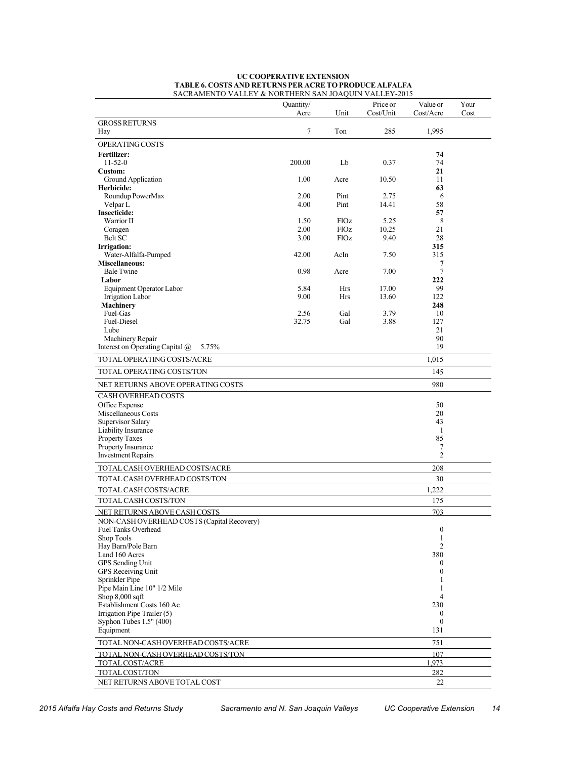**UC COOPERATIVE EXTENSION**
**TABLE 6. COSTS AND RETURNS PER ACRE TO PRODUCE ALFALFA**
SACRAMENTO VALLEY & NORTHERN SAN JOAQUIN VALLEY-2015

| | Quantity/ Acre | Unit | Price or Cost/Unit | Value or Cost/Acre | Your Cost |
|---|---|---|---|---|---|
| GROSS RETURNS | | | | | |
| Hay | 7 | Ton | 285 | 1,995 | |
| OPERATING COSTS | | | | | |
| **Fertilizer:** | | | | **74** | |
| 11-52-0 | 200.00 | Lb | 0.37 | 74 | |
| **Custom:** | | | | **21** | |
| Ground Application | 1.00 | Acre | 10.50 | 11 | |
| **Herbicide:** | | | | **63** | |
| Roundup PowerMax | 2.00 | Pint | 2.75 | 6 | |
| Velpar L | 4.00 | Pint | 14.41 | 58 | |
| **Insecticide:** | | | | **57** | |
| Warrior II | 1.50 | FlOz | 5.25 | 8 | |
| Coragen | 2.00 | FlOz | 10.25 | 21 | |
| Belt SC | 3.00 | FlOz | 9.40 | 28 | |
| **Irrigation:** | | | | **315** | |
| Water-Alfalfa-Pumped | 42.00 | AcIn | 7.50 | 315 | |
| **Miscellaneous:** | | | | **7** | |
| Bale Twine | 0.98 | Acre | 7.00 | 7 | |
| **Labor** | | | | **222** | |
| Equipment Operator Labor | 5.84 | Hrs | 17.00 | 99 | |
| Irrigation Labor | 9.00 | Hrs | 13.60 | 122 | |
| **Machinery** | | | | **248** | |
| Fuel-Gas | 2.56 | Gal | 3.79 | 10 | |
| Fuel-Diesel | 32.75 | Gal | 3.88 | 127 | |
| Lube | | | | 21 | |
| Machinery Repair | | | | 90 | |
| Interest on Operating Capital @ 5.75% | | | | 19 | |
| TOTAL OPERATING COSTS/ACRE | | | | 1,015 | |
| TOTAL OPERATING COSTS/TON | | | | 145 | |
| NET RETURNS ABOVE OPERATING COSTS | | | | 980 | |
| CASH OVERHEAD COSTS | | | | | |
| Office Expense | | | | 50 | |
| Miscellaneous Costs | | | | 20 | |
| Supervisor Salary | | | | 43 | |
| Liability Insurance | | | | 1 | |
| Property Taxes | | | | 85 | |
| Property Insurance | | | | 7 | |
| Investment Repairs | | | | 2 | |
| TOTAL CASH OVERHEAD COSTS/ACRE | | | | 208 | |
| TOTAL CASH OVERHEAD COSTS/TON | | | | 30 | |
| TOTAL CASH COSTS/ACRE | | | | 1,222 | |
| TOTAL CASH COSTS/TON | | | | 175 | |
| NET RETURNS ABOVE CASH COSTS | | | | 703 | |
| NON-CASH OVERHEAD COSTS (Capital Recovery) | | | | | |
| Fuel Tanks Overhead | | | | 0 | |
| Shop Tools | | | | 1 | |
| Hay Barn/Pole Barn | | | | 2 | |
| Land 160 Acres | | | | 380 | |
| GPS Sending Unit | | | | 0 | |
| GPS Receiving Unit | | | | 0 | |
| Sprinkler Pipe | | | | 1 | |
| Pipe Main Line 10" 1/2 Mile | | | | 1 | |
| Shop 8,000 sqft | | | | 4 | |
| Establishment Costs 160 Ac | | | | 230 | |
| Irrigation Pipe Trailer (5) | | | | 0 | |
| Syphon Tubes 1.5" (400) | | | | 0 | |
| Equipment | | | | 131 | |
| TOTAL NON-CASH OVERHEAD COSTS/ACRE | | | | 751 | |
| TOTAL NON-CASH OVERHEAD COSTS/TON | | | | 107 | |
| TOTAL COST/ACRE | | | | 1,973 | |
| TOTAL COST/TON | | | | 282 | |
| NET RETURNS ABOVE TOTAL COST | | | | 22 | |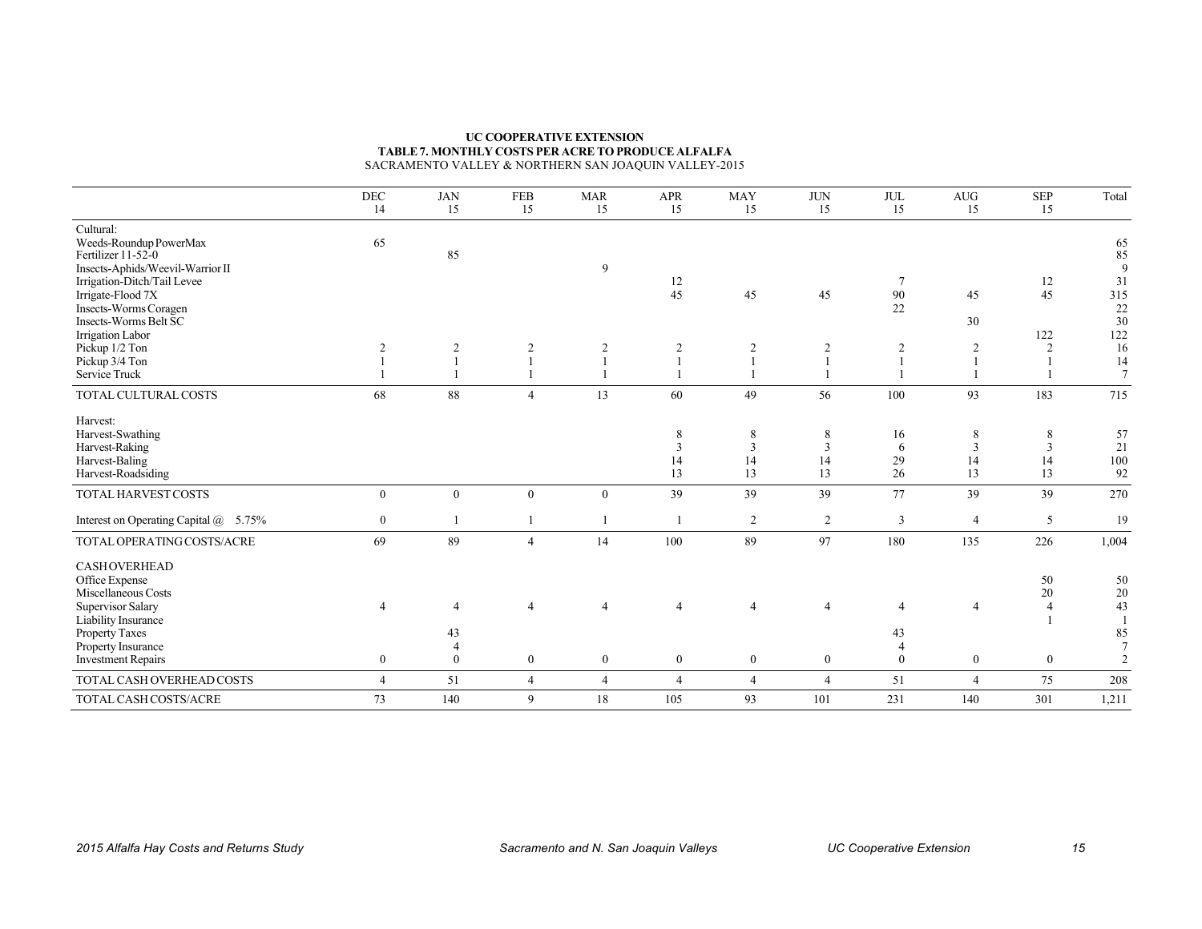**UC COOPERATIVE EXTENSION**
**TABLE 7. MONTHLY COSTS PER ACRE TO PRODUCE ALFALFA**
SACRAMENTO VALLEY & NORTHERN SAN JOAQUIN VALLEY-2015

| | DEC 14 | JAN 15 | FEB 15 | MAR 15 | APR 15 | MAY 15 | JUN 15 | JUL 15 | AUG 15 | SEP 15 | Total |
|---|---|---|---|---|---|---|---|---|---|---|---|
| Cultural: | | | | | | | | | | | |
| Weeds-Roundup PowerMax | 65 | | | | | | | | | | 65 |
| Fertilizer 11-52-0 | | 85 | | | | | | | | | 85 |
| Insects-Aphids/Weevil-Warrior II | | | | 9 | | | | | | | 9 |
| Irrigation-Ditch/Tail Levee | | | | | 12 | | | 7 | | 12 | 31 |
| Irrigate-Flood 7X | | | | | 45 | 45 | 45 | 90 | 45 | 45 | 315 |
| Insects-Worms Coragen | | | | | | | | 22 | | | 22 |
| Insects-Worms Belt SC | | | | | | | | | 30 | | 30 |
| Irrigation Labor | | | | | | | | | | 122 | 122 |
| Pickup 1/2 Ton | 2 | 2 | 2 | 2 | 2 | 2 | 2 | 2 | 2 | 2 | 16 |
| Pickup 3/4 Ton | 1 | 1 | 1 | 1 | 1 | 1 | 1 | 1 | 1 | 1 | 14 |
| Service Truck | 1 | 1 | 1 | 1 | 1 | 1 | 1 | 1 | 1 | 1 | 7 |
| TOTAL CULTURAL COSTS | 68 | 88 | 4 | 13 | 60 | 49 | 56 | 100 | 93 | 183 | 715 |
| Harvest: | | | | | | | | | | | |
| Harvest-Swathing | | | | | 8 | 8 | 8 | 16 | 8 | 8 | 57 |
| Harvest-Raking | | | | | 3 | 3 | 3 | 6 | 3 | 3 | 21 |
| Harvest-Baling | | | | | 14 | 14 | 14 | 29 | 14 | 14 | 100 |
| Harvest-Roadsiding | | | | | 13 | 13 | 13 | 26 | 13 | 13 | 92 |
| TOTAL HARVEST COSTS | 0 | 0 | 0 | 0 | 39 | 39 | 39 | 77 | 39 | 39 | 270 |
| Interest on Operating Capital @ 5.75% | 0 | 1 | 1 | 1 | 1 | 2 | 2 | 3 | 4 | 5 | 19 |
| TOTAL OPERATING COSTS/ACRE | 69 | 89 | 4 | 14 | 100 | 89 | 97 | 180 | 135 | 226 | 1,004 |
| CASH OVERHEAD | | | | | | | | | | | |
| Office Expense | | | | | | | | | | 50 | 50 |
| Miscellaneous Costs | | | | | | | | | | 20 | 20 |
| Supervisor Salary | 4 | 4 | 4 | 4 | 4 | 4 | 4 | 4 | 4 | 4 | 43 |
| Liability Insurance | | | | | | | | | | 1 | 1 |
| Property Taxes | | 43 | | | | | | 43 | | | 85 |
| Property Insurance | | 4 | | | | | | 4 | | | 7 |
| Investment Repairs | 0 | 0 | 0 | 0 | 0 | 0 | 0 | 0 | 0 | 0 | 2 |
| TOTAL CASH OVERHEAD COSTS | 4 | 51 | 4 | 4 | 4 | 4 | 4 | 51 | 4 | 75 | 208 |
| TOTAL CASH COSTS/ACRE | 73 | 140 | 9 | 18 | 105 | 93 | 101 | 231 | 140 | 301 | 1,211 |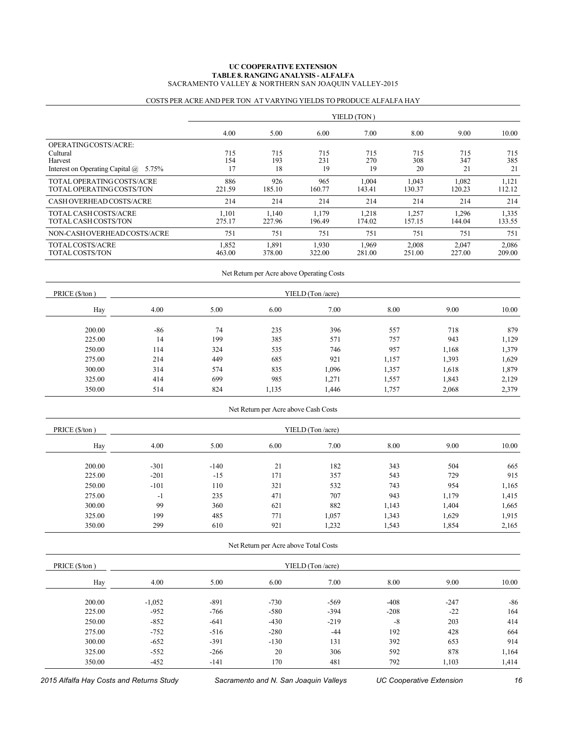**UC COOPERATIVE EXTENSION**
**TABLE 8. RANGING ANALYSIS - ALFALFA**
SACRAMENTO VALLEY & NORTHERN SAN JOAQUIN VALLEY-2015

COSTS PER ACRE AND PER TON AT VARYING YIELDS TO PRODUCE ALFALFA HAY

| | YIELD (TON) | | | | | | |
|---|---|---|---|---|---|---|---|
| | 4.00 | 5.00 | 6.00 | 7.00 | 8.00 | 9.00 | 10.00 |
| OPERATING COSTS/ACRE: | | | | | | | |
| Cultural | 715 | 715 | 715 | 715 | 715 | 715 | 715 |
| Harvest | 154 | 193 | 231 | 270 | 308 | 347 | 385 |
| Interest on Operating Capital @ 5.75% | 17 | 18 | 19 | 19 | 20 | 21 | 21 |
| TOTAL OPERATING COSTS/ACRE | 886 | 926 | 965 | 1,004 | 1,043 | 1,082 | 1,121 |
| TOTAL OPERATING COSTS/TON | 221.59 | 185.10 | 160.77 | 143.41 | 130.37 | 120.23 | 112.12 |
| CASH OVERHEAD COSTS/ACRE | 214 | 214 | 214 | 214 | 214 | 214 | 214 |
| TOTAL CASH COSTS/ACRE | 1,101 | 1,140 | 1,179 | 1,218 | 1,257 | 1,296 | 1,335 |
| TOTAL CASH COSTS/TON | 275.17 | 227.96 | 196.49 | 174.02 | 157.15 | 144.04 | 133.55 |
| NON-CASH OVERHEAD COSTS/ACRE | 751 | 751 | 751 | 751 | 751 | 751 | 751 |
| TOTAL COSTS/ACRE | 1,852 | 1,891 | 1,930 | 1,969 | 2,008 | 2,047 | 2,086 |
| TOTAL COSTS/TON | 463.00 | 378.00 | 322.00 | 281.00 | 251.00 | 227.00 | 209.00 |

Net Return per Acre above Operating Costs

| PRICE ($/ton) | YIELD (Ton /acre) | | | | | | |
|---|---|---|---|---|---|---|---|
| Hay | 4.00 | 5.00 | 6.00 | 7.00 | 8.00 | 9.00 | 10.00 |
| 200.00 | -86 | 74 | 235 | 396 | 557 | 718 | 879 |
| 225.00 | 14 | 199 | 385 | 571 | 757 | 943 | 1,129 |
| 250.00 | 114 | 324 | 535 | 746 | 957 | 1,168 | 1,379 |
| 275.00 | 214 | 449 | 685 | 921 | 1,157 | 1,393 | 1,629 |
| 300.00 | 314 | 574 | 835 | 1,096 | 1,357 | 1,618 | 1,879 |
| 325.00 | 414 | 699 | 985 | 1,271 | 1,557 | 1,843 | 2,129 |
| 350.00 | 514 | 824 | 1,135 | 1,446 | 1,757 | 2,068 | 2,379 |

Net Return per Acre above Cash Costs

| PRICE ($/ton) | YIELD (Ton /acre) | | | | | | |
|---|---|---|---|---|---|---|---|
| Hay | 4.00 | 5.00 | 6.00 | 7.00 | 8.00 | 9.00 | 10.00 |
| 200.00 | -301 | -140 | 21 | 182 | 343 | 504 | 665 |
| 225.00 | -201 | -15 | 171 | 357 | 543 | 729 | 915 |
| 250.00 | -101 | 110 | 321 | 532 | 743 | 954 | 1,165 |
| 275.00 | -1 | 235 | 471 | 707 | 943 | 1,179 | 1,415 |
| 300.00 | 99 | 360 | 621 | 882 | 1,143 | 1,404 | 1,665 |
| 325.00 | 199 | 485 | 771 | 1,057 | 1,343 | 1,629 | 1,915 |
| 350.00 | 299 | 610 | 921 | 1,232 | 1,543 | 1,854 | 2,165 |

Net Return per Acre above Total Costs

| PRICE ($/ton) | YIELD (Ton /acre) | | | | | | |
|---|---|---|---|---|---|---|---|
| Hay | 4.00 | 5.00 | 6.00 | 7.00 | 8.00 | 9.00 | 10.00 |
| 200.00 | -1,052 | -891 | -730 | -569 | -408 | -247 | -86 |
| 225.00 | -952 | -766 | -580 | -394 | -208 | -22 | 164 |
| 250.00 | -852 | -641 | -430 | -219 | -8 | 203 | 414 |
| 275.00 | -752 | -516 | -280 | -44 | 192 | 428 | 664 |
| 300.00 | -652 | -391 | -130 | 131 | 392 | 653 | 914 |
| 325.00 | -552 | -266 | 20 | 306 | 592 | 878 | 1,164 |
| 350.00 | -452 | -141 | 170 | 481 | 792 | 1,103 | 1,414 |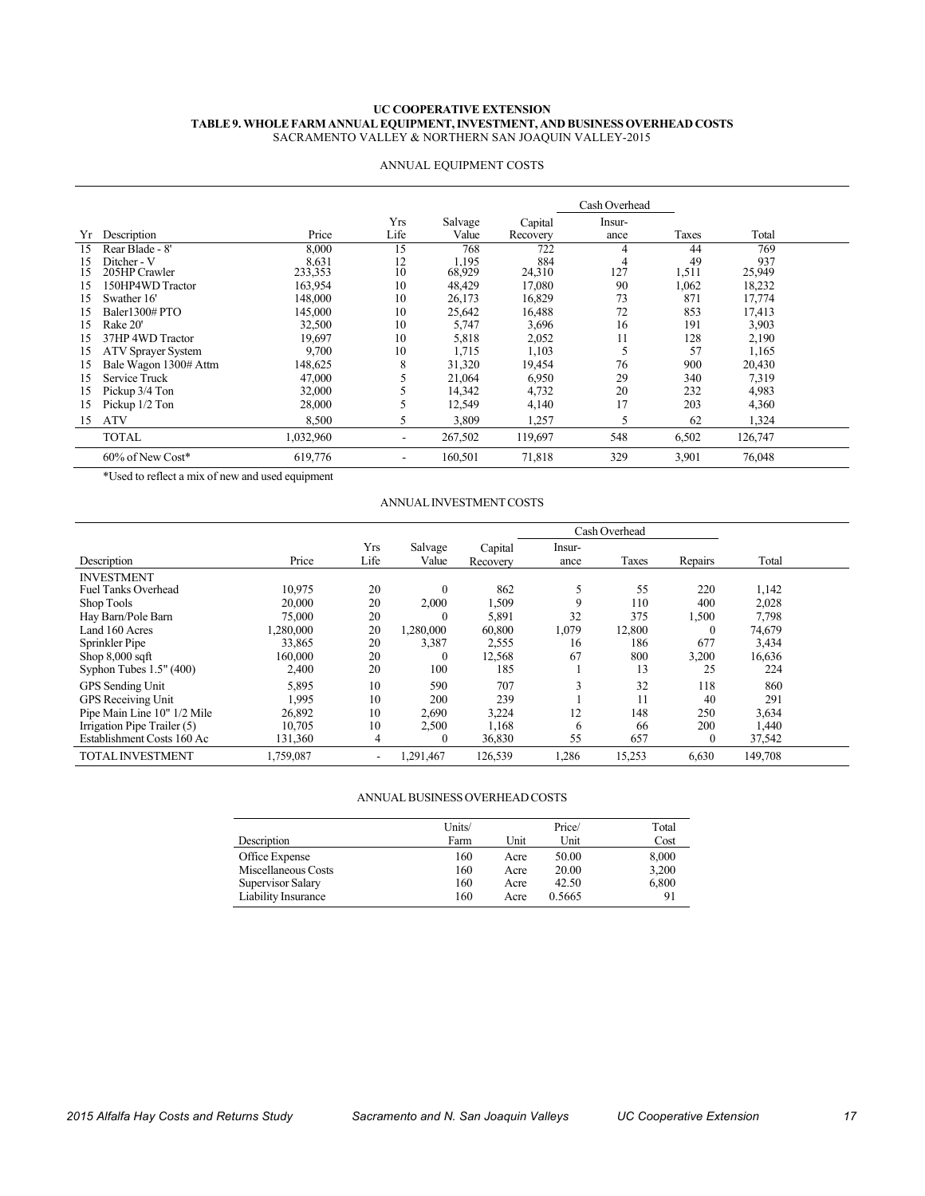# UC COOPERATIVE EXTENSION

## TABLE 9. WHOLE FARM ANNUAL EQUIPMENT, INVESTMENT, AND BUSINESS OVERHEAD COSTS

SACRAMENTO VALLEY & NORTHERN SAN JOAQUIN VALLEY-2015

### ANNUAL EQUIPMENT COSTS

| | | | | | | Cash Overhead | | |
|---|---|---|---|---|---|---|---|---|
| Yr | Description | Price | Yrs Life | Salvage Value | Capital Recovery | Insur-ance | Taxes | Total |
| 15 | Rear Blade - 8' | 8,000 | 15 | 768 | 722 | 4 | 44 | 769 |
| 15 | Ditcher - V | 8,631 | 12 | 1,195 | 884 | 4 | 49 | 937 |
| 15 | 205HP Crawler | 233,353 | 10 | 68,929 | 24,310 | 127 | 1,511 | 25,949 |
| 15 | 150HP4WD Tractor | 163,954 | 10 | 48,429 | 17,080 | 90 | 1,062 | 18,232 |
| 15 | Swather 16' | 148,000 | 10 | 26,173 | 16,829 | 73 | 871 | 17,774 |
| 15 | Baler1300# PTO | 145,000 | 10 | 25,642 | 16,488 | 72 | 853 | 17,413 |
| 15 | Rake 20' | 32,500 | 10 | 5,747 | 3,696 | 16 | 191 | 3,903 |
| 15 | 37HP 4WD Tractor | 19,697 | 10 | 5,818 | 2,052 | 11 | 128 | 2,190 |
| 15 | ATV Sprayer System | 9,700 | 10 | 1,715 | 1,103 | 5 | 57 | 1,165 |
| 15 | Bale Wagon 1300# Attm | 148,625 | 8 | 31,320 | 19,454 | 76 | 900 | 20,430 |
| 15 | Service Truck | 47,000 | 5 | 21,064 | 6,950 | 29 | 340 | 7,319 |
| 15 | Pickup 3/4 Ton | 32,000 | 5 | 14,342 | 4,732 | 20 | 232 | 4,983 |
| 15 | Pickup 1/2 Ton | 28,000 | 5 | 12,549 | 4,140 | 17 | 203 | 4,360 |
| 15 | ATV | 8,500 | 5 | 3,809 | 1,257 | 5 | 62 | 1,324 |
| | TOTAL | 1,032,960 | - | 267,502 | 119,697 | 548 | 6,502 | 126,747 |
| | 60% of New Cost* | 619,776 | - | 160,501 | 71,818 | 329 | 3,901 | 76,048 |

*Used to reflect a mix of new and used equipment

### ANNUAL INVESTMENT COSTS

| | | | | | Cash Overhead | | | |
|---|---|---|---|---|---|---|---|---|
| Description | Price | Yrs Life | Salvage Value | Capital Recovery | Insur-ance | Taxes | Repairs | Total |
| INVESTMENT | | | | | | | | |
| Fuel Tanks Overhead | 10,975 | 20 | 0 | 862 | 5 | 55 | 220 | 1,142 |
| Shop Tools | 20,000 | 20 | 2,000 | 1,509 | 9 | 110 | 400 | 2,028 |
| Hay Barn/Pole Barn | 75,000 | 20 | 0 | 5,891 | 32 | 375 | 1,500 | 7,798 |
| Land 160 Acres | 1,280,000 | 20 | 1,280,000 | 60,800 | 1,079 | 12,800 | 0 | 74,679 |
| Sprinkler Pipe | 33,865 | 20 | 3,387 | 2,555 | 16 | 186 | 677 | 3,434 |
| Shop 8,000 sqft | 160,000 | 20 | 0 | 12,568 | 67 | 800 | 3,200 | 16,636 |
| Syphon Tubes 1.5" (400) | 2,400 | 20 | 100 | 185 | 1 | 13 | 25 | 224 |
| GPS Sending Unit | 5,895 | 10 | 590 | 707 | 3 | 32 | 118 | 860 |
| GPS Receiving Unit | 1,995 | 10 | 200 | 239 | 1 | 11 | 40 | 291 |
| Pipe Main Line 10" 1/2 Mile | 26,892 | 10 | 2,690 | 3,224 | 12 | 148 | 250 | 3,634 |
| Irrigation Pipe Trailer (5) | 10,705 | 10 | 2,500 | 1,168 | 6 | 66 | 200 | 1,440 |
| Establishment Costs 160 Ac | 131,360 | 4 | 0 | 36,830 | 55 | 657 | 0 | 37,542 |
| TOTAL INVESTMENT | 1,759,087 | - | 1,291,467 | 126,539 | 1,286 | 15,253 | 6,630 | 149,708 |

### ANNUAL BUSINESS OVERHEAD COSTS

| Description | Units/ Farm | Unit | Price/ Unit | Total Cost |
|---|---|---|---|---|
| Office Expense | 160 | Acre | 50.00 | 8,000 |
| Miscellaneous Costs | 160 | Acre | 20.00 | 3,200 |
| Supervisor Salary | 160 | Acre | 42.50 | 6,800 |
| Liability Insurance | 160 | Acre | 0.5665 | 91 |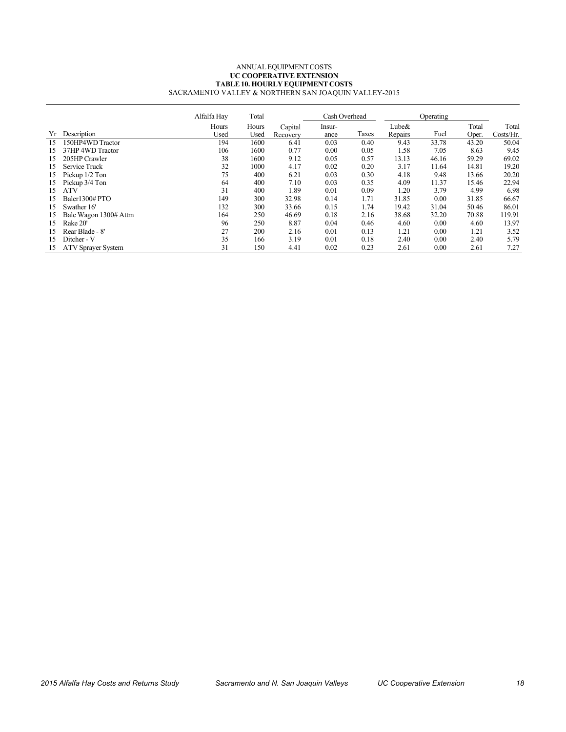ANNUAL EQUIPMENT COSTS
**UC COOPERATIVE EXTENSION**
**TABLE 10. HOURLY EQUIPMENT COSTS**
SACRAMENTO VALLEY & NORTHERN SAN JOAQUIN VALLEY-2015

| | | Alfalfa Hay | Total | | Cash Overhead | | Operating | | | |
|---|---|---|---|---|---|---|---|---|---|---|
| Yr | Description | Hours Used | Hours Used | Capital Recovery | Insur-ance | Taxes | Lube& Repairs | Fuel | Total Oper. | Total Costs/Hr. |
| 15 | 150HP4WD Tractor | 194 | 1600 | 6.41 | 0.03 | 0.40 | 9.43 | 33.78 | 43.20 | 50.04 |
| 15 | 37HP 4WD Tractor | 106 | 1600 | 0.77 | 0.00 | 0.05 | 1.58 | 7.05 | 8.63 | 9.45 |
| 15 | 205HP Crawler | 38 | 1600 | 9.12 | 0.05 | 0.57 | 13.13 | 46.16 | 59.29 | 69.02 |
| 15 | Service Truck | 32 | 1000 | 4.17 | 0.02 | 0.20 | 3.17 | 11.64 | 14.81 | 19.20 |
| 15 | Pickup 1/2 Ton | 75 | 400 | 6.21 | 0.03 | 0.30 | 4.18 | 9.48 | 13.66 | 20.20 |
| 15 | Pickup 3/4 Ton | 64 | 400 | 7.10 | 0.03 | 0.35 | 4.09 | 11.37 | 15.46 | 22.94 |
| 15 | ATV | 31 | 400 | 1.89 | 0.01 | 0.09 | 1.20 | 3.79 | 4.99 | 6.98 |
| 15 | Baler1300# PTO | 149 | 300 | 32.98 | 0.14 | 1.71 | 31.85 | 0.00 | 31.85 | 66.67 |
| 15 | Swather 16' | 132 | 300 | 33.66 | 0.15 | 1.74 | 19.42 | 31.04 | 50.46 | 86.01 |
| 15 | Bale Wagon 1300# Attm | 164 | 250 | 46.69 | 0.18 | 2.16 | 38.68 | 32.20 | 70.88 | 119.91 |
| 15 | Rake 20' | 96 | 250 | 8.87 | 0.04 | 0.46 | 4.60 | 0.00 | 4.60 | 13.97 |
| 15 | Rear Blade - 8' | 27 | 200 | 2.16 | 0.01 | 0.13 | 1.21 | 0.00 | 1.21 | 3.52 |
| 15 | Ditcher - V | 35 | 166 | 3.19 | 0.01 | 0.18 | 2.40 | 0.00 | 2.40 | 5.79 |
| 15 | ATV Sprayer System | 31 | 150 | 4.41 | 0.02 | 0.23 | 2.61 | 0.00 | 2.61 | 7.27 |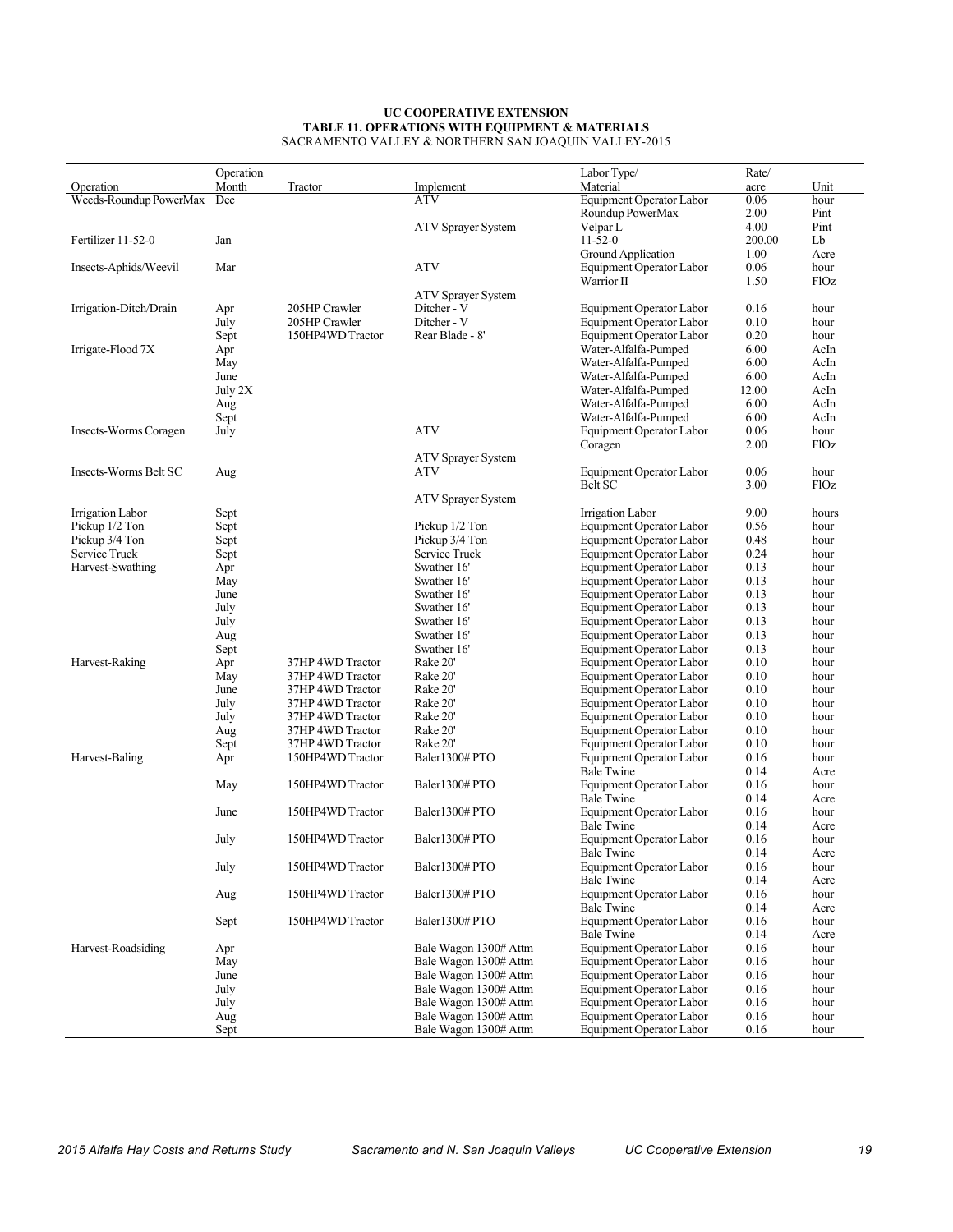**UC COOPERATIVE EXTENSION**
**TABLE 11. OPERATIONS WITH EQUIPMENT & MATERIALS**
SACRAMENTO VALLEY & NORTHERN SAN JOAQUIN VALLEY-2015

| Operation | Operation Month | Tractor | Implement | Labor Type/ Material | Rate/ acre | Unit |
|---|---|---|---|---|---|---|
| Weeds-Roundup PowerMax | Dec | | ATV | Equipment Operator Labor | 0.06 | hour |
| | | | | Roundup PowerMax | 2.00 | Pint |
| | | | ATV Sprayer System | Velpar L | 4.00 | Pint |
| Fertilizer 11-52-0 | Jan | | | 11-52-0 | 200.00 | Lb |
| | | | | Ground Application | 1.00 | Acre |
| Insects-Aphids/Weevil | Mar | | ATV | Equipment Operator Labor | 0.06 | hour |
| | | | | Warrior II | 1.50 | FlOz |
| | | | ATV Sprayer System | | | |
| Irrigation-Ditch/Drain | Apr | 205HP Crawler | Ditcher - V | Equipment Operator Labor | 0.16 | hour |
| | July | 205HP Crawler | Ditcher - V | Equipment Operator Labor | 0.10 | hour |
| | Sept | 150HP4WD Tractor | Rear Blade - 8' | Equipment Operator Labor | 0.20 | hour |
| Irrigate-Flood 7X | Apr | | | Water-Alfalfa-Pumped | 6.00 | AcIn |
| | May | | | Water-Alfalfa-Pumped | 6.00 | AcIn |
| | June | | | Water-Alfalfa-Pumped | 6.00 | AcIn |
| | July 2X | | | Water-Alfalfa-Pumped | 12.00 | AcIn |
| | Aug | | | Water-Alfalfa-Pumped | 6.00 | AcIn |
| | Sept | | | Water-Alfalfa-Pumped | 6.00 | AcIn |
| Insects-Worms Coragen | July | | ATV | Equipment Operator Labor | 0.06 | hour |
| | | | | Coragen | 2.00 | FlOz |
| | | | ATV Sprayer System | | | |
| Insects-Worms Belt SC | Aug | | ATV | Equipment Operator Labor | 0.06 | hour |
| | | | | Belt SC | 3.00 | FlOz |
| | | | ATV Sprayer System | | | |
| Irrigation Labor | Sept | | | Irrigation Labor | 9.00 | hours |
| Pickup 1/2 Ton | Sept | | Pickup 1/2 Ton | Equipment Operator Labor | 0.56 | hour |
| Pickup 3/4 Ton | Sept | | Pickup 3/4 Ton | Equipment Operator Labor | 0.48 | hour |
| Service Truck | Sept | | Service Truck | Equipment Operator Labor | 0.24 | hour |
| Harvest-Swathing | Apr | | Swather 16' | Equipment Operator Labor | 0.13 | hour |
| | May | | Swather 16' | Equipment Operator Labor | 0.13 | hour |
| | June | | Swather 16' | Equipment Operator Labor | 0.13 | hour |
| | July | | Swather 16' | Equipment Operator Labor | 0.13 | hour |
| | July | | Swather 16' | Equipment Operator Labor | 0.13 | hour |
| | Aug | | Swather 16' | Equipment Operator Labor | 0.13 | hour |
| | Sept | | Swather 16' | Equipment Operator Labor | 0.13 | hour |
| Harvest-Raking | Apr | 37HP 4WD Tractor | Rake 20' | Equipment Operator Labor | 0.10 | hour |
| | May | 37HP 4WD Tractor | Rake 20' | Equipment Operator Labor | 0.10 | hour |
| | June | 37HP 4WD Tractor | Rake 20' | Equipment Operator Labor | 0.10 | hour |
| | July | 37HP 4WD Tractor | Rake 20' | Equipment Operator Labor | 0.10 | hour |
| | July | 37HP 4WD Tractor | Rake 20' | Equipment Operator Labor | 0.10 | hour |
| | Aug | 37HP 4WD Tractor | Rake 20' | Equipment Operator Labor | 0.10 | hour |
| | Sept | 37HP 4WD Tractor | Rake 20' | Equipment Operator Labor | 0.10 | hour |
| Harvest-Baling | Apr | 150HP4WD Tractor | Baler1300# PTO | Equipment Operator Labor | 0.16 | hour |
| | | | | Bale Twine | 0.14 | Acre |
| | May | 150HP4WD Tractor | Baler1300# PTO | Equipment Operator Labor | 0.16 | hour |
| | | | | Bale Twine | 0.14 | Acre |
| | June | 150HP4WD Tractor | Baler1300# PTO | Equipment Operator Labor | 0.16 | hour |
| | | | | Bale Twine | 0.14 | Acre |
| | July | 150HP4WD Tractor | Baler1300# PTO | Equipment Operator Labor | 0.16 | hour |
| | | | | Bale Twine | 0.14 | Acre |
| | July | 150HP4WD Tractor | Baler1300# PTO | Equipment Operator Labor | 0.16 | hour |
| | | | | Bale Twine | 0.14 | Acre |
| | Aug | 150HP4WD Tractor | Baler1300# PTO | Equipment Operator Labor | 0.16 | hour |
| | | | | Bale Twine | 0.14 | Acre |
| | Sept | 150HP4WD Tractor | Baler1300# PTO | Equipment Operator Labor | 0.16 | hour |
| | | | | Bale Twine | 0.14 | Acre |
| Harvest-Roadsiding | Apr | | Bale Wagon 1300# Attm | Equipment Operator Labor | 0.16 | hour |
| | May | | Bale Wagon 1300# Attm | Equipment Operator Labor | 0.16 | hour |
| | June | | Bale Wagon 1300# Attm | Equipment Operator Labor | 0.16 | hour |
| | July | | Bale Wagon 1300# Attm | Equipment Operator Labor | 0.16 | hour |
| | July | | Bale Wagon 1300# Attm | Equipment Operator Labor | 0.16 | hour |
| | Aug | | Bale Wagon 1300# Attm | Equipment Operator Labor | 0.16 | hour |
| | Sept | | Bale Wagon 1300# Attm | Equipment Operator Labor | 0.16 | hour |